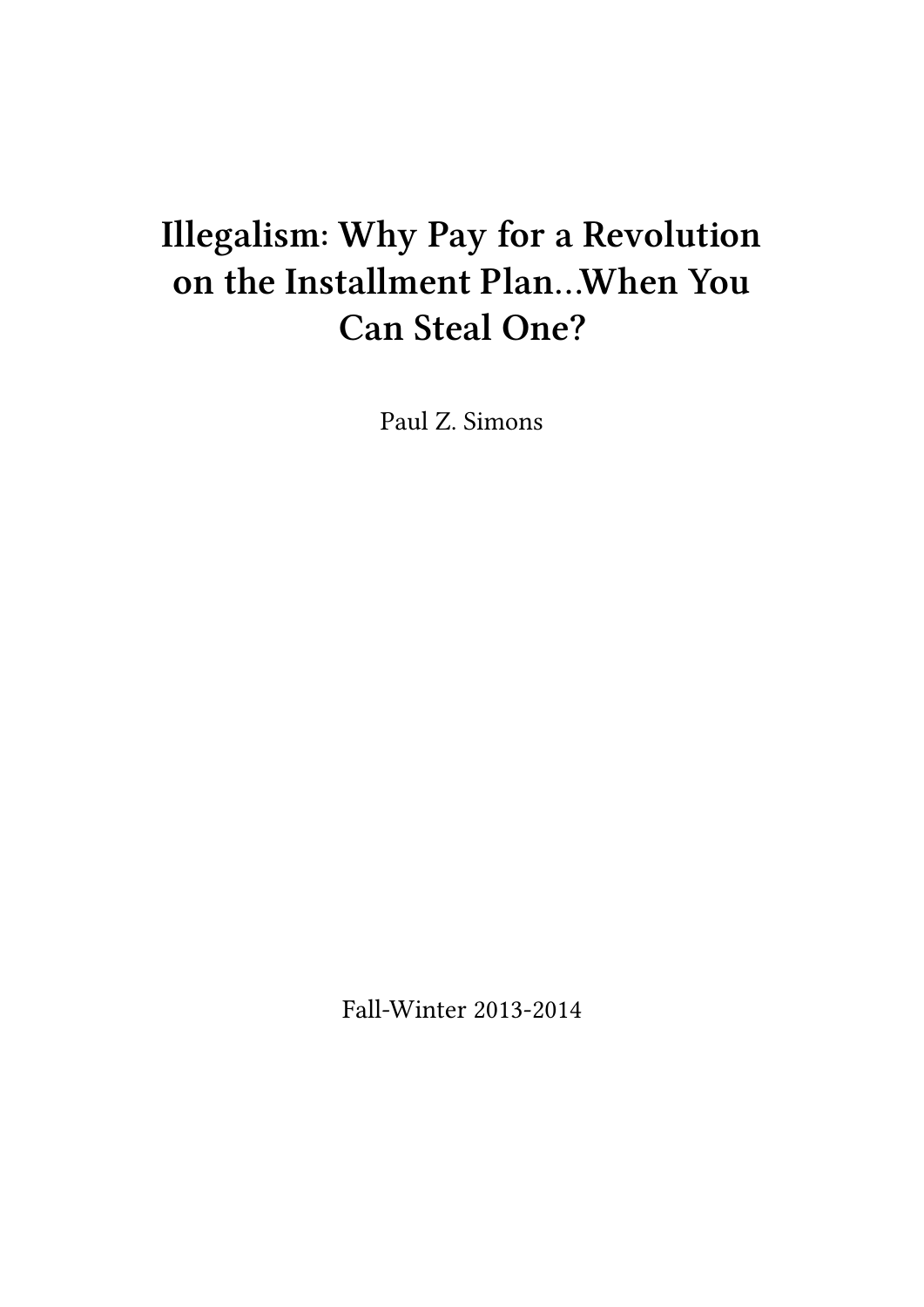# Illegalism: Why Pay for a Revolution on the Installment Plan…When You Can Steal One?

Paul Z. Simons

Fall-Winter 2013-2014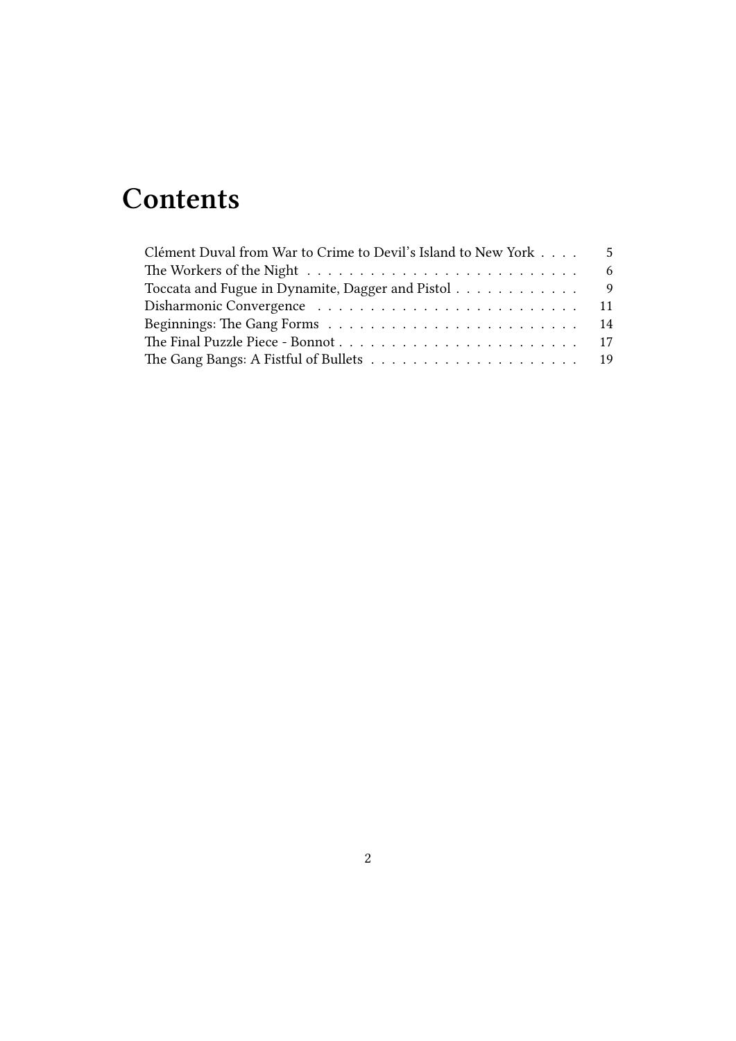# Contents

- Clément Duval from War to Crime to Devil's Island to New York . . . . 5
- The Workers of the Night . . . . . . . . . . . . . . . . . . . . . . . . . . 6
- Toccata and Fugue in Dynamite, Dagger and Pistol . . . . . . . . . . . . 9
- Disharmonic Convergence . . . . . . . . . . . . . . . . . . . . . . . . . 11
- Beginnings: The Gang Forms . . . . . . . . . . . . . . . . . . . . . . . . 14
- The Final Puzzle Piece - Bonnot . . . . . . . . . . . . . . . . . . . . . . 17
- The Gang Bangs: A Fistful of Bullets . . . . . . . . . . . . . . . . . . . . 19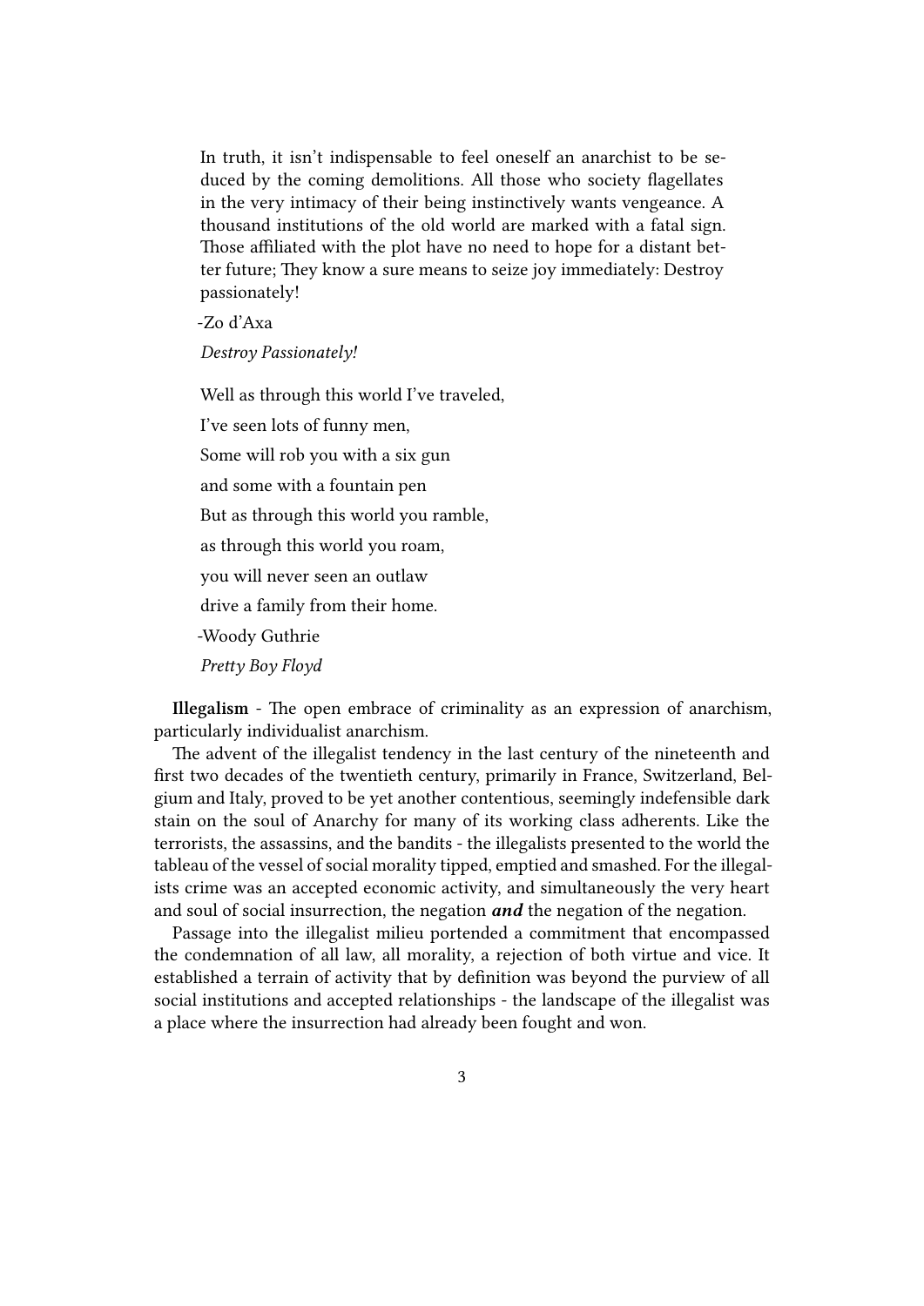> In truth, it isn't indispensable to feel oneself an anarchist to be seduced by the coming demolitions. All those who society flagellates in the very intimacy of their being instinctively wants vengeance. A thousand institutions of the old world are marked with a fatal sign. Those affiliated with the plot have no need to hope for a distant better future; They know a sure means to seize joy immediately: Destroy passionately!
>
> -Zo d'Axa
>
> *Destroy Passionately!*

> Well as through this world I've traveled,
>
> I've seen lots of funny men,
>
> Some will rob you with a six gun
>
> and some with a fountain pen
>
> But as through this world you ramble,
>
> as through this world you roam,
>
> you will never seen an outlaw
>
> drive a family from their home.
>
> -Woody Guthrie
>
> *Pretty Boy Floyd*

**Illegalism** - The open embrace of criminality as an expression of anarchism, particularly individualist anarchism.

The advent of the illegalist tendency in the last century of the nineteenth and first two decades of the twentieth century, primarily in France, Switzerland, Belgium and Italy, proved to be yet another contentious, seemingly indefensible dark stain on the soul of Anarchy for many of its working class adherents. Like the terrorists, the assassins, and the bandits - the illegalists presented to the world the tableau of the vessel of social morality tipped, emptied and smashed. For the illegalists crime was an accepted economic activity, and simultaneously the very heart and soul of social insurrection, the negation ***and*** the negation of the negation.

Passage into the illegalist milieu portended a commitment that encompassed the condemnation of all law, all morality, a rejection of both virtue and vice. It established a terrain of activity that by definition was beyond the purview of all social institutions and accepted relationships - the landscape of the illegalist was a place where the insurrection had already been fought and won.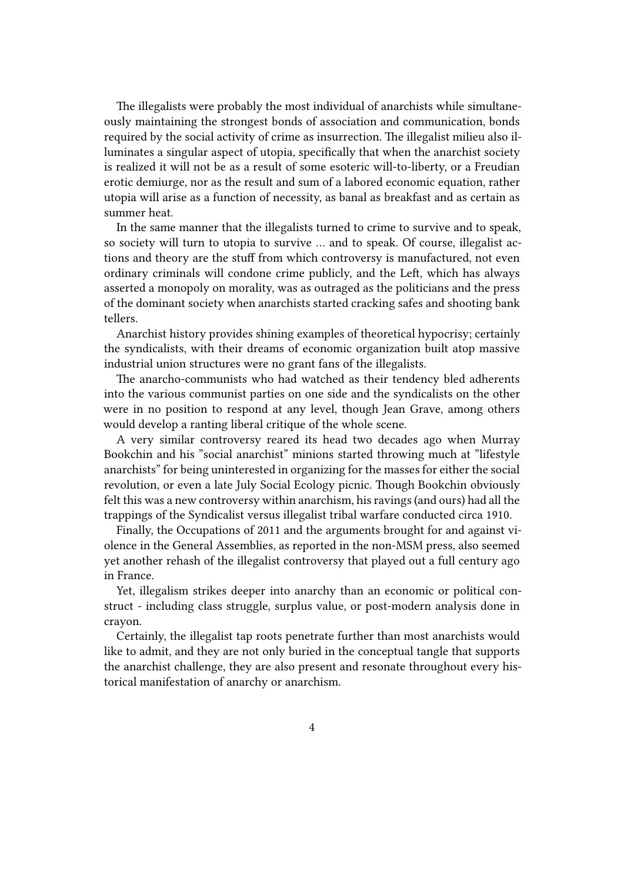The illegalists were probably the most individual of anarchists while simultaneously maintaining the strongest bonds of association and communication, bonds required by the social activity of crime as insurrection. The illegalist milieu also illuminates a singular aspect of utopia, specifically that when the anarchist society is realized it will not be as a result of some esoteric will-to-liberty, or a Freudian erotic demiurge, nor as the result and sum of a labored economic equation, rather utopia will arise as a function of necessity, as banal as breakfast and as certain as summer heat.

In the same manner that the illegalists turned to crime to survive and to speak, so society will turn to utopia to survive … and to speak. Of course, illegalist actions and theory are the stuff from which controversy is manufactured, not even ordinary criminals will condone crime publicly, and the Left, which has always asserted a monopoly on morality, was as outraged as the politicians and the press of the dominant society when anarchists started cracking safes and shooting bank tellers.

Anarchist history provides shining examples of theoretical hypocrisy; certainly the syndicalists, with their dreams of economic organization built atop massive industrial union structures were no grant fans of the illegalists.

The anarcho-communists who had watched as their tendency bled adherents into the various communist parties on one side and the syndicalists on the other were in no position to respond at any level, though Jean Grave, among others would develop a ranting liberal critique of the whole scene.

A very similar controversy reared its head two decades ago when Murray Bookchin and his "social anarchist" minions started throwing muck at "lifestyle anarchists" for being uninterested in organizing for the masses for either the social revolution, or even a late July Social Ecology picnic. Though Bookchin obviously felt this was a new controversy within anarchism, his ravings (and ours) had all the trappings of the Syndicalist versus illegalist tribal warfare conducted circa 1910.

Finally, the Occupations of 2011 and the arguments brought for and against violence in the General Assemblies, as reported in the non-MSM press, also seemed yet another rehash of the illegalist controversy that played out a full century ago in France.

Yet, illegalism strikes deeper into anarchy than an economic or political construct - including class struggle, surplus value, or post-modern analysis done in crayon.

Certainly, the illegalist tap roots penetrate further than most anarchists would like to admit, and they are not only buried in the conceptual tangle that supports the anarchist challenge, they are also present and resonate throughout every historical manifestation of anarchy or anarchism.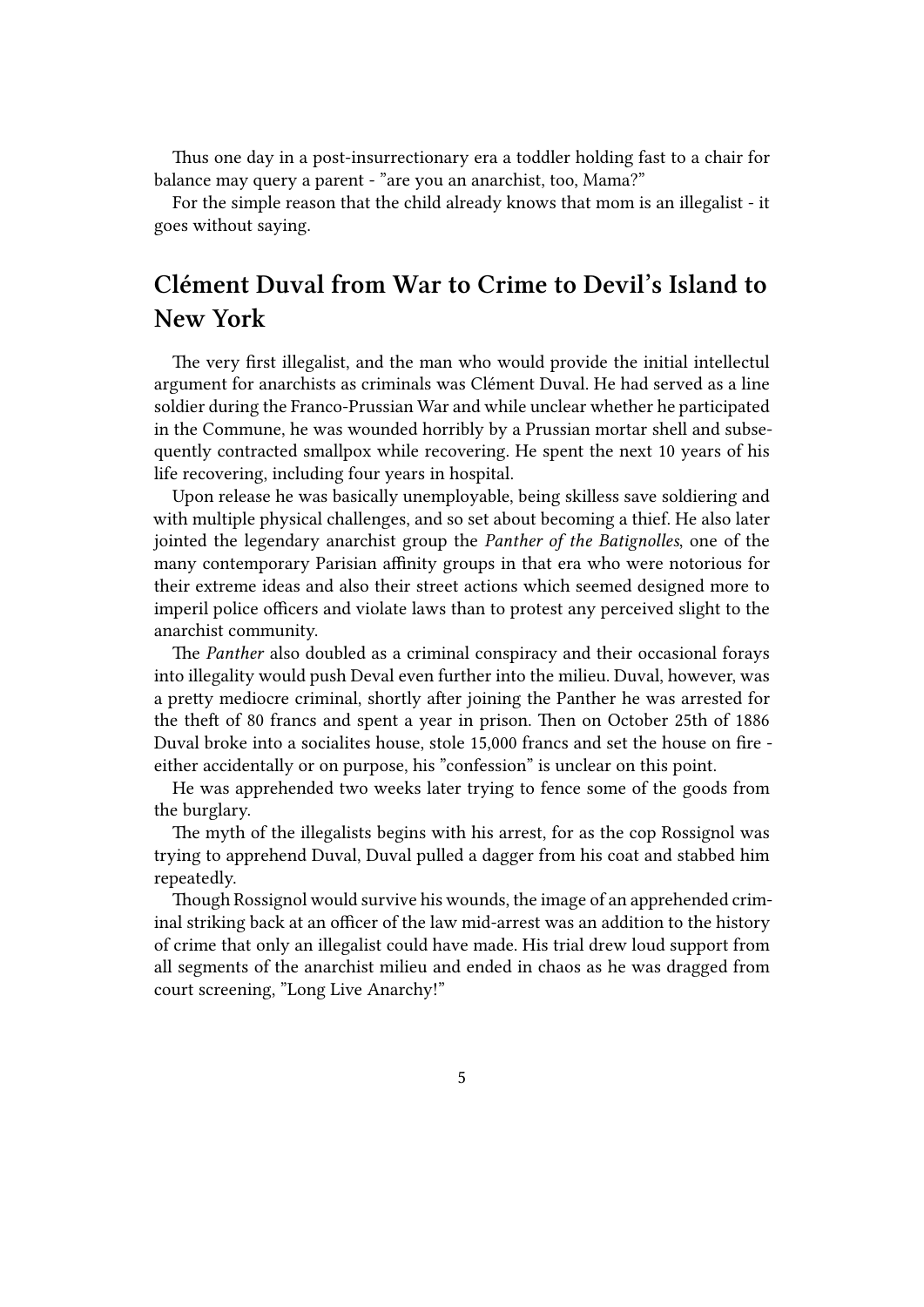Thus one day in a post-insurrectionary era a toddler holding fast to a chair for balance may query a parent - "are you an anarchist, too, Mama?"

For the simple reason that the child already knows that mom is an illegalist - it goes without saying.

## Clément Duval from War to Crime to Devil's Island to New York

The very first illegalist, and the man who would provide the initial intellectul argument for anarchists as criminals was Clément Duval. He had served as a line soldier during the Franco-Prussian War and while unclear whether he participated in the Commune, he was wounded horribly by a Prussian mortar shell and subsequently contracted smallpox while recovering. He spent the next 10 years of his life recovering, including four years in hospital.

Upon release he was basically unemployable, being skilless save soldiering and with multiple physical challenges, and so set about becoming a thief. He also later jointed the legendary anarchist group the *Panther of the Batignolles*, one of the many contemporary Parisian affinity groups in that era who were notorious for their extreme ideas and also their street actions which seemed designed more to imperil police officers and violate laws than to protest any perceived slight to the anarchist community.

The *Panther* also doubled as a criminal conspiracy and their occasional forays into illegality would push Deval even further into the milieu. Duval, however, was a pretty mediocre criminal, shortly after joining the Panther he was arrested for the theft of 80 francs and spent a year in prison. Then on October 25th of 1886 Duval broke into a socialites house, stole 15,000 francs and set the house on fire - either accidentally or on purpose, his "confession" is unclear on this point.

He was apprehended two weeks later trying to fence some of the goods from the burglary.

The myth of the illegalists begins with his arrest, for as the cop Rossignol was trying to apprehend Duval, Duval pulled a dagger from his coat and stabbed him repeatedly.

Though Rossignol would survive his wounds, the image of an apprehended criminal striking back at an officer of the law mid-arrest was an addition to the history of crime that only an illegalist could have made. His trial drew loud support from all segments of the anarchist milieu and ended in chaos as he was dragged from court screening, "Long Live Anarchy!"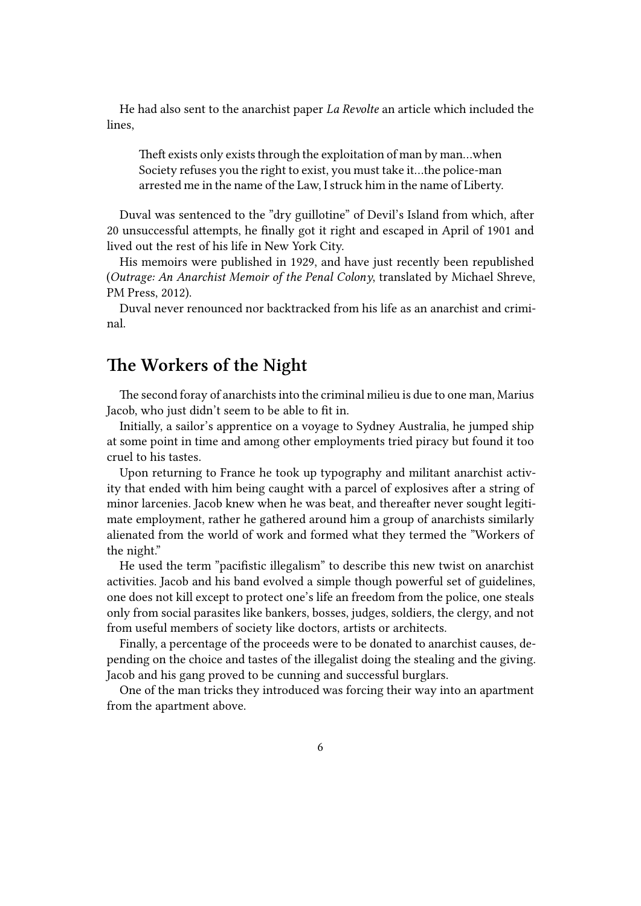He had also sent to the anarchist paper *La Revolte* an article which included the lines,

> Theft exists only exists through the exploitation of man by man…when Society refuses you the right to exist, you must take it…the police-man arrested me in the name of the Law, I struck him in the name of Liberty.

Duval was sentenced to the ”dry guillotine” of Devil’s Island from which, after 20 unsuccessful attempts, he finally got it right and escaped in April of 1901 and lived out the rest of his life in New York City.

His memoirs were published in 1929, and have just recently been republished (*Outrage: An Anarchist Memoir of the Penal Colony*, translated by Michael Shreve, PM Press, 2012).

Duval never renounced nor backtracked from his life as an anarchist and criminal.

## The Workers of the Night

The second foray of anarchists into the criminal milieu is due to one man, Marius Jacob, who just didn’t seem to be able to fit in.

Initially, a sailor’s apprentice on a voyage to Sydney Australia, he jumped ship at some point in time and among other employments tried piracy but found it too cruel to his tastes.

Upon returning to France he took up typography and militant anarchist activity that ended with him being caught with a parcel of explosives after a string of minor larcenies. Jacob knew when he was beat, and thereafter never sought legitimate employment, rather he gathered around him a group of anarchists similarly alienated from the world of work and formed what they termed the ”Workers of the night.”

He used the term ”pacifistic illegalism” to describe this new twist on anarchist activities. Jacob and his band evolved a simple though powerful set of guidelines, one does not kill except to protect one’s life an freedom from the police, one steals only from social parasites like bankers, bosses, judges, soldiers, the clergy, and not from useful members of society like doctors, artists or architects.

Finally, a percentage of the proceeds were to be donated to anarchist causes, depending on the choice and tastes of the illegalist doing the stealing and the giving. Jacob and his gang proved to be cunning and successful burglars.

One of the man tricks they introduced was forcing their way into an apartment from the apartment above.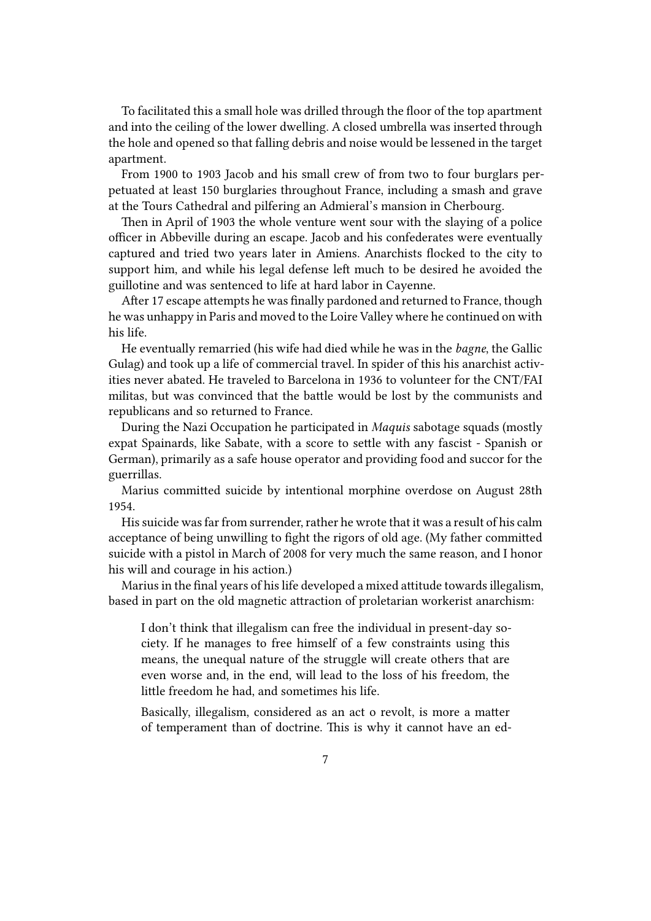To facilitated this a small hole was drilled through the floor of the top apartment and into the ceiling of the lower dwelling. A closed umbrella was inserted through the hole and opened so that falling debris and noise would be lessened in the target apartment.

From 1900 to 1903 Jacob and his small crew of from two to four burglars perpetuated at least 150 burglaries throughout France, including a smash and grave at the Tours Cathedral and pilfering an Admieral's mansion in Cherbourg.

Then in April of 1903 the whole venture went sour with the slaying of a police officer in Abbeville during an escape. Jacob and his confederates were eventually captured and tried two years later in Amiens. Anarchists flocked to the city to support him, and while his legal defense left much to be desired he avoided the guillotine and was sentenced to life at hard labor in Cayenne.

After 17 escape attempts he was finally pardoned and returned to France, though he was unhappy in Paris and moved to the Loire Valley where he continued on with his life.

He eventually remarried (his wife had died while he was in the *bagne*, the Gallic Gulag) and took up a life of commercial travel. In spider of this his anarchist activities never abated. He traveled to Barcelona in 1936 to volunteer for the CNT/FAI militas, but was convinced that the battle would be lost by the communists and republicans and so returned to France.

During the Nazi Occupation he participated in *Maquis* sabotage squads (mostly expat Spainards, like Sabate, with a score to settle with any fascist - Spanish or German), primarily as a safe house operator and providing food and succor for the guerrillas.

Marius committed suicide by intentional morphine overdose on August 28th 1954.

His suicide was far from surrender, rather he wrote that it was a result of his calm acceptance of being unwilling to fight the rigors of old age. (My father committed suicide with a pistol in March of 2008 for very much the same reason, and I honor his will and courage in his action.)

Marius in the final years of his life developed a mixed attitude towards illegalism, based in part on the old magnetic attraction of proletarian workerist anarchism:

> I don't think that illegalism can free the individual in present-day society. If he manages to free himself of a few constraints using this means, the unequal nature of the struggle will create others that are even worse and, in the end, will lead to the loss of his freedom, the little freedom he had, and sometimes his life.
>
> Basically, illegalism, considered as an act o revolt, is more a matter of temperament than of doctrine. This is why it cannot have an ed-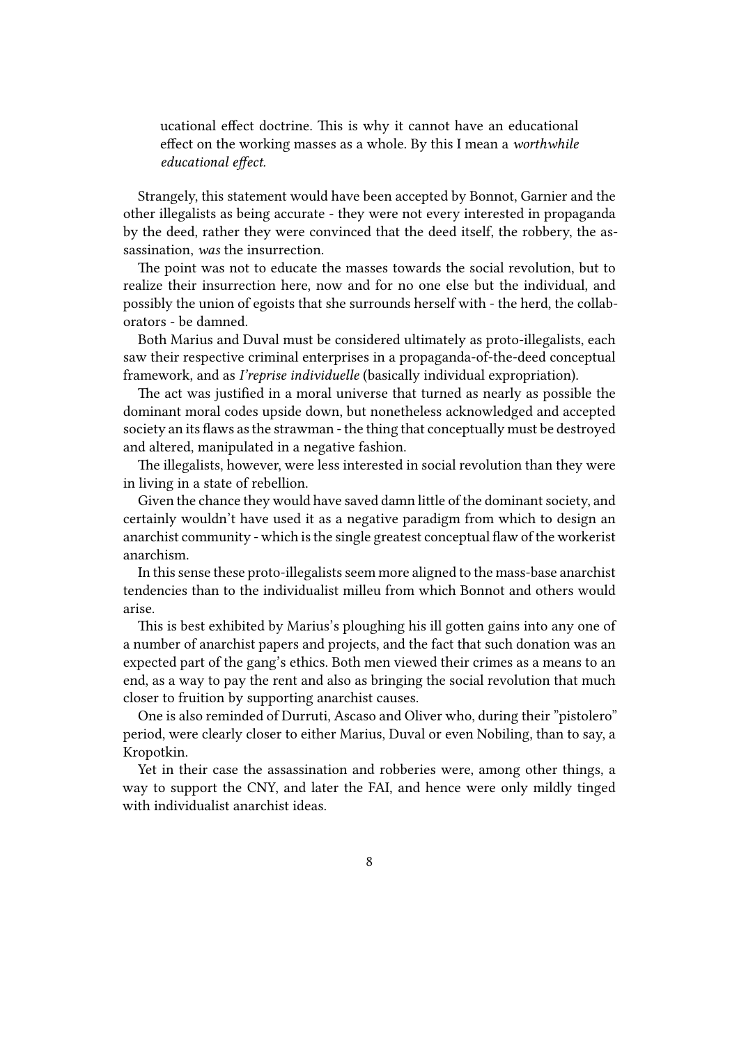> ucational effect doctrine. This is why it cannot have an educational effect on the working masses as a whole. By this I mean a *worthwhile educational effect.*

Strangely, this statement would have been accepted by Bonnot, Garnier and the other illegalists as being accurate - they were not every interested in propaganda by the deed, rather they were convinced that the deed itself, the robbery, the assassination, *was* the insurrection.

The point was not to educate the masses towards the social revolution, but to realize their insurrection here, now and for no one else but the individual, and possibly the union of egoists that she surrounds herself with - the herd, the collaborators - be damned.

Both Marius and Duval must be considered ultimately as proto-illegalists, each saw their respective criminal enterprises in a propaganda-of-the-deed conceptual framework, and as *l'reprise individuelle* (basically individual expropriation).

The act was justified in a moral universe that turned as nearly as possible the dominant moral codes upside down, but nonetheless acknowledged and accepted society an its flaws as the strawman - the thing that conceptually must be destroyed and altered, manipulated in a negative fashion.

The illegalists, however, were less interested in social revolution than they were in living in a state of rebellion.

Given the chance they would have saved damn little of the dominant society, and certainly wouldn't have used it as a negative paradigm from which to design an anarchist community - which is the single greatest conceptual flaw of the workerist anarchism.

In this sense these proto-illegalists seem more aligned to the mass-base anarchist tendencies than to the individualist milleu from which Bonnot and others would arise.

This is best exhibited by Marius's ploughing his ill gotten gains into any one of a number of anarchist papers and projects, and the fact that such donation was an expected part of the gang's ethics. Both men viewed their crimes as a means to an end, as a way to pay the rent and also as bringing the social revolution that much closer to fruition by supporting anarchist causes.

One is also reminded of Durruti, Ascaso and Oliver who, during their "pistolero" period, were clearly closer to either Marius, Duval or even Nobiling, than to say, a Kropotkin.

Yet in their case the assassination and robberies were, among other things, a way to support the CNY, and later the FAI, and hence were only mildly tinged with individualist anarchist ideas.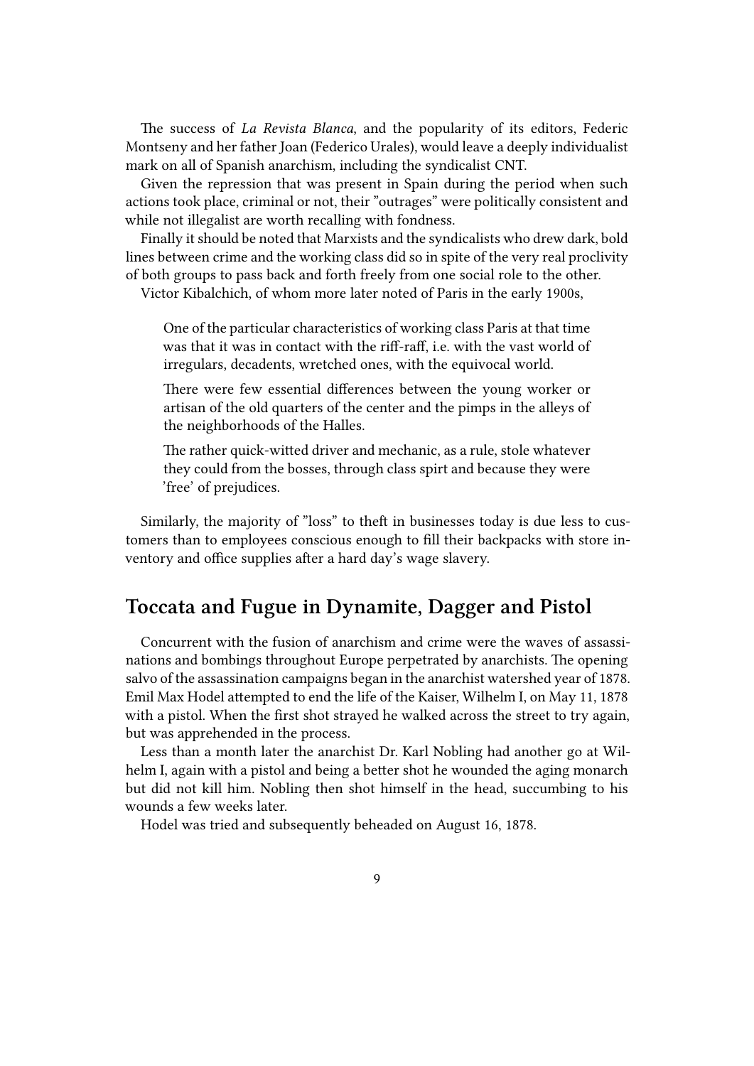The success of *La Revista Blanca*, and the popularity of its editors, Federic Montseny and her father Joan (Federico Urales), would leave a deeply individualist mark on all of Spanish anarchism, including the syndicalist CNT.

Given the repression that was present in Spain during the period when such actions took place, criminal or not, their "outrages" were politically consistent and while not illegalist are worth recalling with fondness.

Finally it should be noted that Marxists and the syndicalists who drew dark, bold lines between crime and the working class did so in spite of the very real proclivity of both groups to pass back and forth freely from one social role to the other.

Victor Kibalchich, of whom more later noted of Paris in the early 1900s,

> One of the particular characteristics of working class Paris at that time was that it was in contact with the riff-raff, i.e. with the vast world of irregulars, decadents, wretched ones, with the equivocal world.
>
> There were few essential differences between the young worker or artisan of the old quarters of the center and the pimps in the alleys of the neighborhoods of the Halles.
>
> The rather quick-witted driver and mechanic, as a rule, stole whatever they could from the bosses, through class spirt and because they were 'free' of prejudices.

Similarly, the majority of "loss" to theft in businesses today is due less to customers than to employees conscious enough to fill their backpacks with store inventory and office supplies after a hard day's wage slavery.

## Toccata and Fugue in Dynamite, Dagger and Pistol

Concurrent with the fusion of anarchism and crime were the waves of assassinations and bombings throughout Europe perpetrated by anarchists. The opening salvo of the assassination campaigns began in the anarchist watershed year of 1878. Emil Max Hodel attempted to end the life of the Kaiser, Wilhelm I, on May 11, 1878 with a pistol. When the first shot strayed he walked across the street to try again, but was apprehended in the process.

Less than a month later the anarchist Dr. Karl Nobling had another go at Wilhelm I, again with a pistol and being a better shot he wounded the aging monarch but did not kill him. Nobling then shot himself in the head, succumbing to his wounds a few weeks later.

Hodel was tried and subsequently beheaded on August 16, 1878.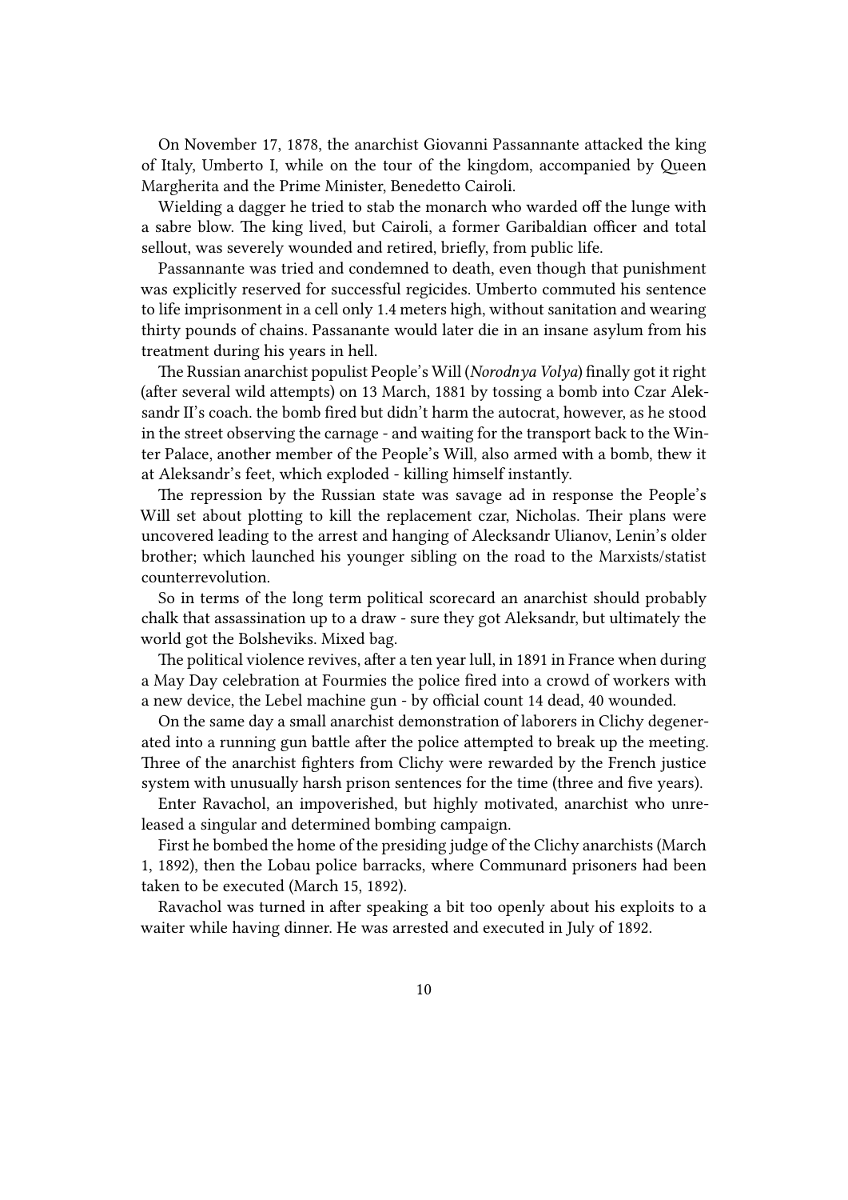On November 17, 1878, the anarchist Giovanni Passannante attacked the king of Italy, Umberto I, while on the tour of the kingdom, accompanied by Queen Margherita and the Prime Minister, Benedetto Cairoli.

Wielding a dagger he tried to stab the monarch who warded off the lunge with a sabre blow. The king lived, but Cairoli, a former Garibaldian officer and total sellout, was severely wounded and retired, briefly, from public life.

Passannante was tried and condemned to death, even though that punishment was explicitly reserved for successful regicides. Umberto commuted his sentence to life imprisonment in a cell only 1.4 meters high, without sanitation and wearing thirty pounds of chains. Passanante would later die in an insane asylum from his treatment during his years in hell.

The Russian anarchist populist People's Will (*Norodnya Volya*) finally got it right (after several wild attempts) on 13 March, 1881 by tossing a bomb into Czar Aleksandr II's coach. the bomb fired but didn't harm the autocrat, however, as he stood in the street observing the carnage - and waiting for the transport back to the Winter Palace, another member of the People's Will, also armed with a bomb, thew it at Aleksandr's feet, which exploded - killing himself instantly.

The repression by the Russian state was savage ad in response the People's Will set about plotting to kill the replacement czar, Nicholas. Their plans were uncovered leading to the arrest and hanging of Alecksandr Ulianov, Lenin's older brother; which launched his younger sibling on the road to the Marxists/statist counterrevolution.

So in terms of the long term political scorecard an anarchist should probably chalk that assassination up to a draw - sure they got Aleksandr, but ultimately the world got the Bolsheviks. Mixed bag.

The political violence revives, after a ten year lull, in 1891 in France when during a May Day celebration at Fourmies the police fired into a crowd of workers with a new device, the Lebel machine gun - by official count 14 dead, 40 wounded.

On the same day a small anarchist demonstration of laborers in Clichy degenerated into a running gun battle after the police attempted to break up the meeting. Three of the anarchist fighters from Clichy were rewarded by the French justice system with unusually harsh prison sentences for the time (three and five years).

Enter Ravachol, an impoverished, but highly motivated, anarchist who unreleased a singular and determined bombing campaign.

First he bombed the home of the presiding judge of the Clichy anarchists (March 1, 1892), then the Lobau police barracks, where Communard prisoners had been taken to be executed (March 15, 1892).

Ravachol was turned in after speaking a bit too openly about his exploits to a waiter while having dinner. He was arrested and executed in July of 1892.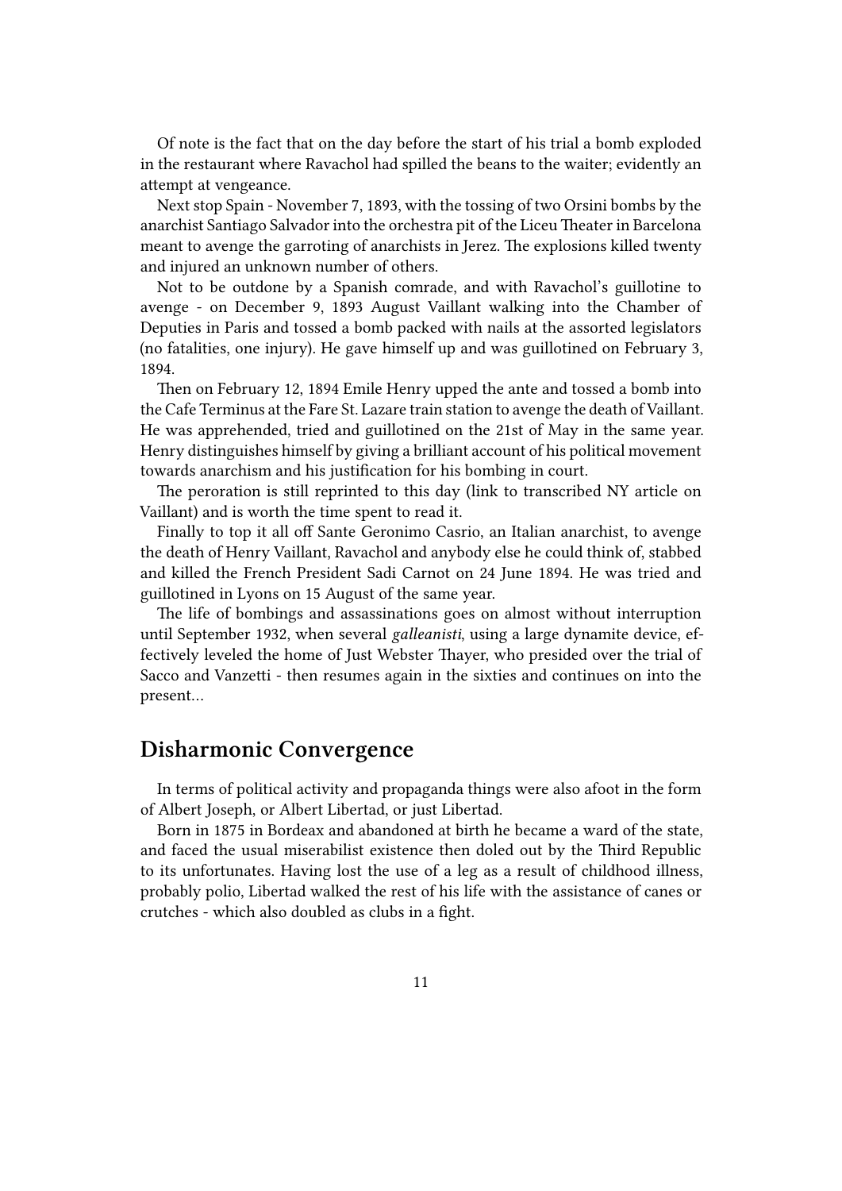Of note is the fact that on the day before the start of his trial a bomb exploded in the restaurant where Ravachol had spilled the beans to the waiter; evidently an attempt at vengeance.

Next stop Spain - November 7, 1893, with the tossing of two Orsini bombs by the anarchist Santiago Salvador into the orchestra pit of the Liceu Theater in Barcelona meant to avenge the garroting of anarchists in Jerez. The explosions killed twenty and injured an unknown number of others.

Not to be outdone by a Spanish comrade, and with Ravachol's guillotine to avenge - on December 9, 1893 August Vaillant walking into the Chamber of Deputies in Paris and tossed a bomb packed with nails at the assorted legislators (no fatalities, one injury). He gave himself up and was guillotined on February 3, 1894.

Then on February 12, 1894 Emile Henry upped the ante and tossed a bomb into the Cafe Terminus at the Fare St. Lazare train station to avenge the death of Vaillant. He was apprehended, tried and guillotined on the 21st of May in the same year. Henry distinguishes himself by giving a brilliant account of his political movement towards anarchism and his justification for his bombing in court.

The peroration is still reprinted to this day (link to transcribed NY article on Vaillant) and is worth the time spent to read it.

Finally to top it all off Sante Geronimo Casrio, an Italian anarchist, to avenge the death of Henry Vaillant, Ravachol and anybody else he could think of, stabbed and killed the French President Sadi Carnot on 24 June 1894. He was tried and guillotined in Lyons on 15 August of the same year.

The life of bombings and assassinations goes on almost without interruption until September 1932, when several *galleanisti*, using a large dynamite device, effectively leveled the home of Just Webster Thayer, who presided over the trial of Sacco and Vanzetti - then resumes again in the sixties and continues on into the present…

## Disharmonic Convergence

In terms of political activity and propaganda things were also afoot in the form of Albert Joseph, or Albert Libertad, or just Libertad.

Born in 1875 in Bordeaux and abandoned at birth he became a ward of the state, and faced the usual miserabilist existence then doled out by the Third Republic to its unfortunates. Having lost the use of a leg as a result of childhood illness, probably polio, Libertad walked the rest of his life with the assistance of canes or crutches - which also doubled as clubs in a fight.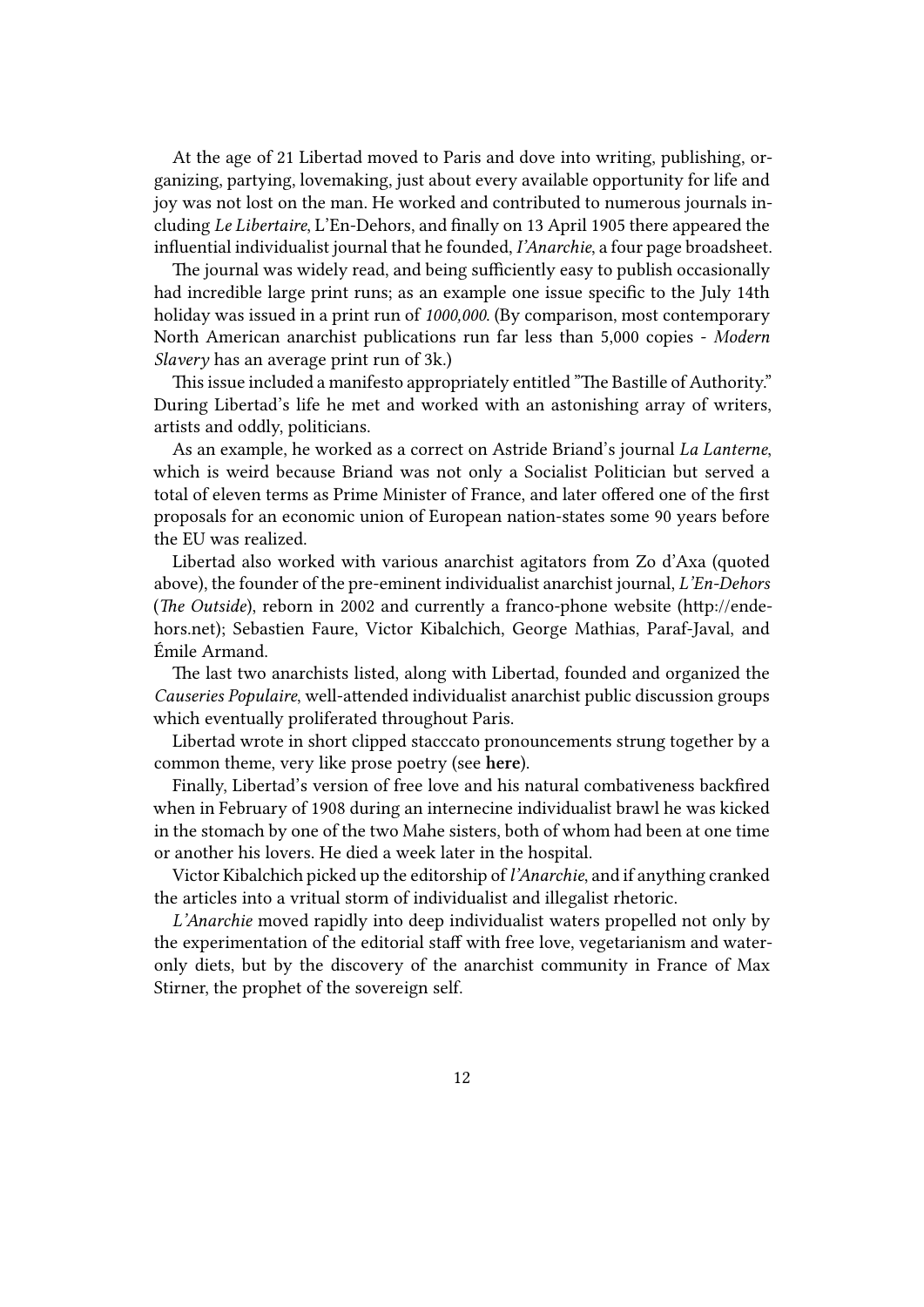At the age of 21 Libertad moved to Paris and dove into writing, publishing, organizing, partying, lovemaking, just about every available opportunity for life and joy was not lost on the man. He worked and contributed to numerous journals including *Le Libertaire*, L'En-Dehors, and finally on 13 April 1905 there appeared the influential individualist journal that he founded, *I'Anarchie*, a four page broadsheet.

The journal was widely read, and being sufficiently easy to publish occasionally had incredible large print runs; as an example one issue specific to the July 14th holiday was issued in a print run of *1000,000.* (By comparison, most contemporary North American anarchist publications run far less than 5,000 copies - *Modern Slavery* has an average print run of 3k.)

This issue included a manifesto appropriately entitled "The Bastille of Authority." During Libertad's life he met and worked with an astonishing array of writers, artists and oddly, politicians.

As an example, he worked as a correct on Astride Briand's journal *La Lanterne*, which is weird because Briand was not only a Socialist Politician but served a total of eleven terms as Prime Minister of France, and later offered one of the first proposals for an economic union of European nation-states some 90 years before the EU was realized.

Libertad also worked with various anarchist agitators from Zo d'Axa (quoted above), the founder of the pre-eminent individualist anarchist journal, *L'En-Dehors* (*The Outside*), reborn in 2002 and currently a franco-phone website (http://endehors.net); Sebastien Faure, Victor Kibalchich, George Mathias, Paraf-Javal, and Émile Armand.

The last two anarchists listed, along with Libertad, founded and organized the *Causeries Populaire*, well-attended individualist anarchist public discussion groups which eventually proliferated throughout Paris.

Libertad wrote in short clipped stacccato pronouncements strung together by a common theme, very like prose poetry (see **here**).

Finally, Libertad's version of free love and his natural combativeness backfired when in February of 1908 during an internecine individualist brawl he was kicked in the stomach by one of the two Mahe sisters, both of whom had been at one time or another his lovers. He died a week later in the hospital.

Victor Kibalchich picked up the editorship of *l'Anarchie*, and if anything cranked the articles into a vritual storm of individualist and illegalist rhetoric.

*L'Anarchie* moved rapidly into deep individualist waters propelled not only by the experimentation of the editorial staff with free love, vegetarianism and water-only diets, but by the discovery of the anarchist community in France of Max Stirner, the prophet of the sovereign self.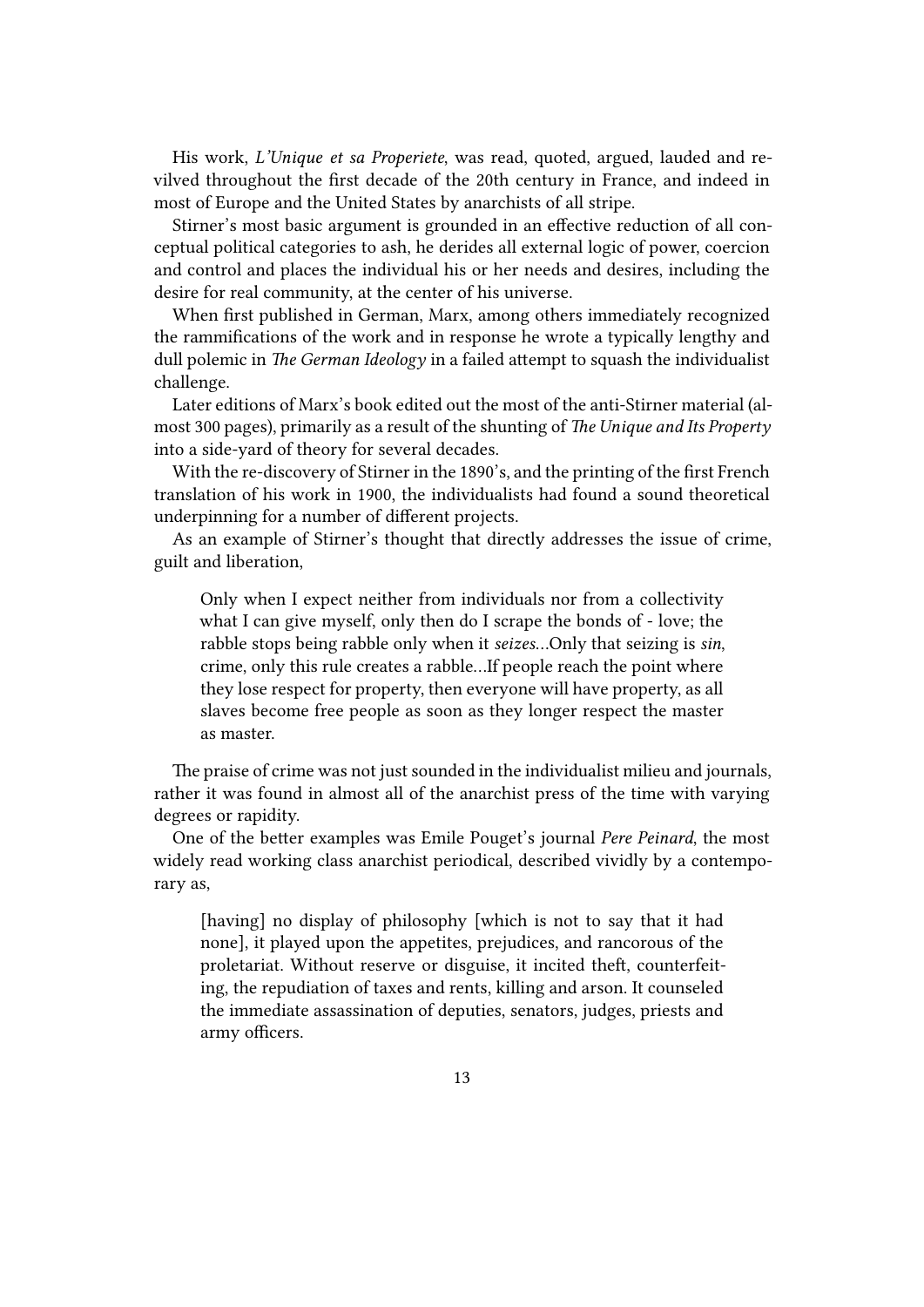His work, *L'Unique et sa Properiete*, was read, quoted, argued, lauded and revilved throughout the first decade of the 20th century in France, and indeed in most of Europe and the United States by anarchists of all stripe.

Stirner's most basic argument is grounded in an effective reduction of all conceptual political categories to ash, he derides all external logic of power, coercion and control and places the individual his or her needs and desires, including the desire for real community, at the center of his universe.

When first published in German, Marx, among others immediately recognized the rammifications of the work and in response he wrote a typically lengthy and dull polemic in *The German Ideology* in a failed attempt to squash the individualist challenge.

Later editions of Marx's book edited out the most of the anti-Stirner material (almost 300 pages), primarily as a result of the shunting of *The Unique and Its Property* into a side-yard of theory for several decades.

With the re-discovery of Stirner in the 1890's, and the printing of the first French translation of his work in 1900, the individualists had found a sound theoretical underpinning for a number of different projects.

As an example of Stirner's thought that directly addresses the issue of crime, guilt and liberation,

> Only when I expect neither from individuals nor from a collectivity what I can give myself, only then do I scrape the bonds of - love; the rabble stops being rabble only when it *seizes*…Only that seizing is *sin*, crime, only this rule creates a rabble…If people reach the point where they lose respect for property, then everyone will have property, as all slaves become free people as soon as they longer respect the master as master.

The praise of crime was not just sounded in the individualist milieu and journals, rather it was found in almost all of the anarchist press of the time with varying degrees or rapidity.

One of the better examples was Emile Pouget's journal *Pere Peinard*, the most widely read working class anarchist periodical, described vividly by a contemporary as,

> [having] no display of philosophy [which is not to say that it had none], it played upon the appetites, prejudices, and rancorous of the proletariat. Without reserve or disguise, it incited theft, counterfeiting, the repudiation of taxes and rents, killing and arson. It counseled the immediate assassination of deputies, senators, judges, priests and army officers.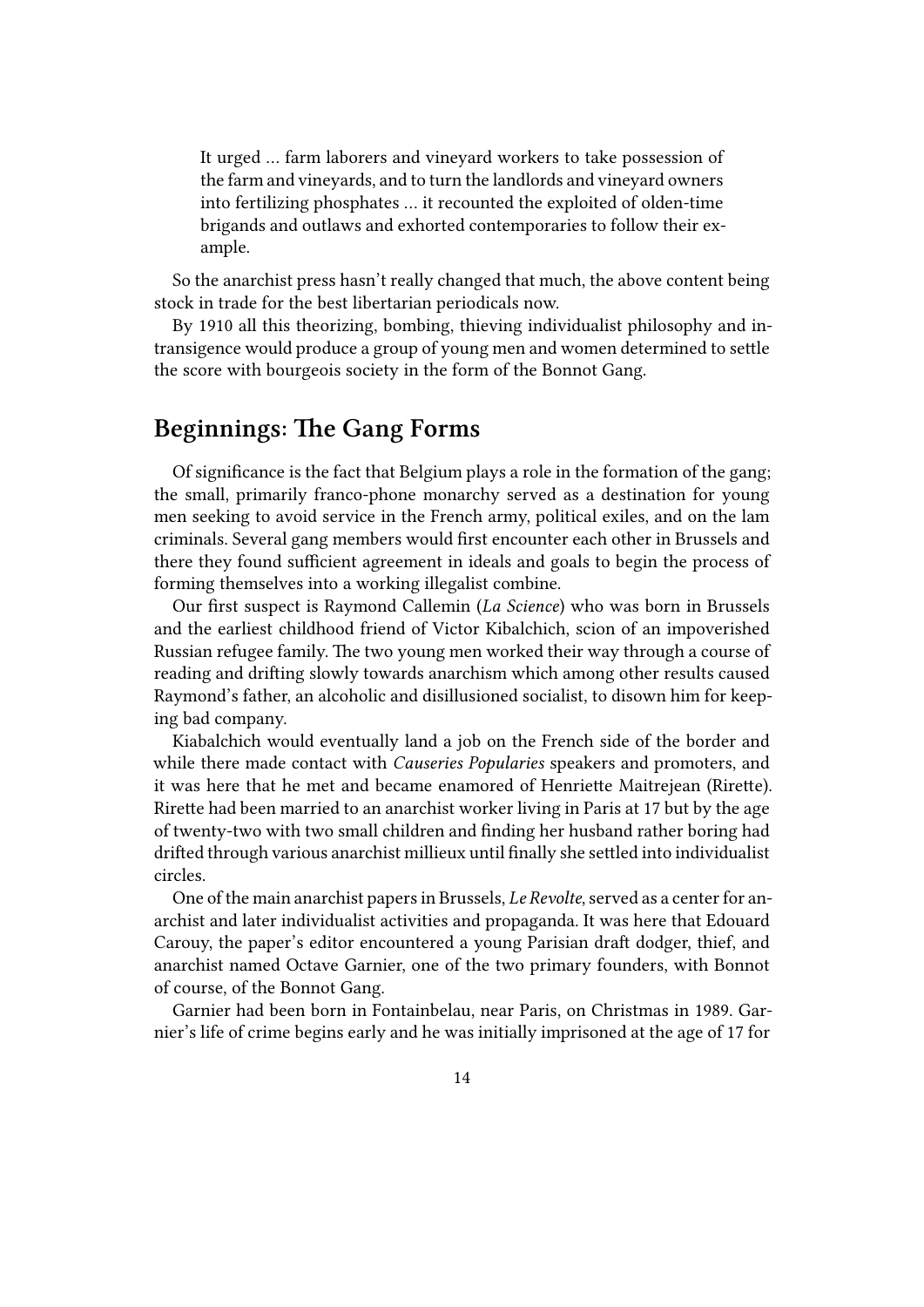> It urged … farm laborers and vineyard workers to take possession of the farm and vineyards, and to turn the landlords and vineyard owners into fertilizing phosphates … it recounted the exploited of olden-time brigands and outlaws and exhorted contemporaries to follow their example.

So the anarchist press hasn't really changed that much, the above content being stock in trade for the best libertarian periodicals now.

By 1910 all this theorizing, bombing, thieving individualist philosophy and intransigence would produce a group of young men and women determined to settle the score with bourgeois society in the form of the Bonnot Gang.

## Beginnings: The Gang Forms

Of significance is the fact that Belgium plays a role in the formation of the gang; the small, primarily franco-phone monarchy served as a destination for young men seeking to avoid service in the French army, political exiles, and on the lam criminals. Several gang members would first encounter each other in Brussels and there they found sufficient agreement in ideals and goals to begin the process of forming themselves into a working illegalist combine.

Our first suspect is Raymond Callemin (*La Science*) who was born in Brussels and the earliest childhood friend of Victor Kibalchich, scion of an impoverished Russian refugee family. The two young men worked their way through a course of reading and drifting slowly towards anarchism which among other results caused Raymond's father, an alcoholic and disillusioned socialist, to disown him for keeping bad company.

Kiabalchich would eventually land a job on the French side of the border and while there made contact with *Causeries Popularies* speakers and promoters, and it was here that he met and became enamored of Henriette Maitrejean (Rirette). Rirette had been married to an anarchist worker living in Paris at 17 but by the age of twenty-two with two small children and finding her husband rather boring had drifted through various anarchist millieux until finally she settled into individualist circles.

One of the main anarchist papers in Brussels, *Le Revolte*, served as a center for anarchist and later individualist activities and propaganda. It was here that Edouard Carouy, the paper's editor encountered a young Parisian draft dodger, thief, and anarchist named Octave Garnier, one of the two primary founders, with Bonnot of course, of the Bonnot Gang.

Garnier had been born in Fontainbelau, near Paris, on Christmas in 1989. Garnier's life of crime begins early and he was initially imprisoned at the age of 17 for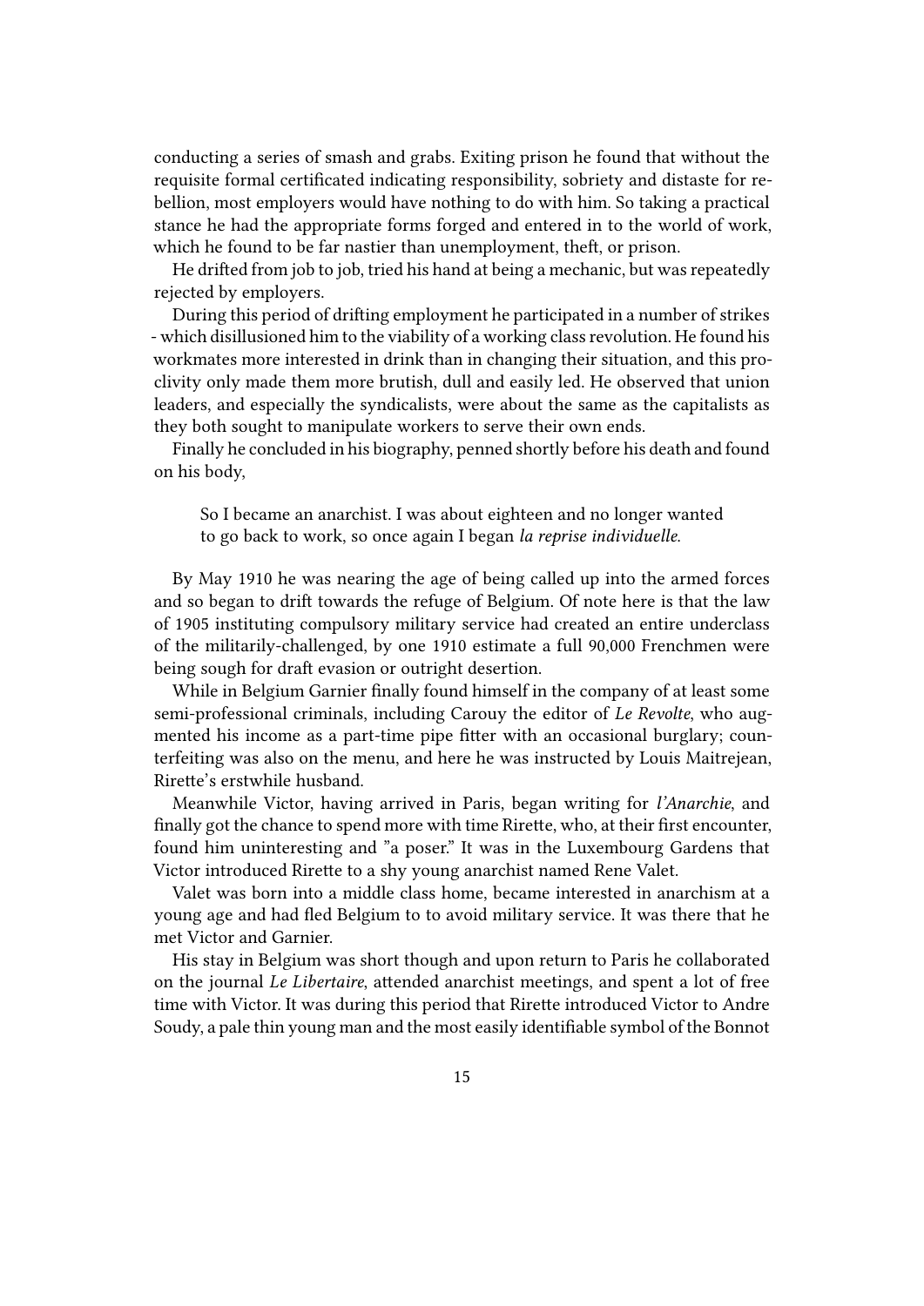conducting a series of smash and grabs. Exiting prison he found that without the requisite formal certificated indicating responsibility, sobriety and distaste for rebellion, most employers would have nothing to do with him. So taking a practical stance he had the appropriate forms forged and entered in to the world of work, which he found to be far nastier than unemployment, theft, or prison.

He drifted from job to job, tried his hand at being a mechanic, but was repeatedly rejected by employers.

During this period of drifting employment he participated in a number of strikes - which disillusioned him to the viability of a working class revolution. He found his workmates more interested in drink than in changing their situation, and this proclivity only made them more brutish, dull and easily led. He observed that union leaders, and especially the syndicalists, were about the same as the capitalists as they both sought to manipulate workers to serve their own ends.

Finally he concluded in his biography, penned shortly before his death and found on his body,

> So I became an anarchist. I was about eighteen and no longer wanted to go back to work, so once again I began *la reprise individuelle*.

By May 1910 he was nearing the age of being called up into the armed forces and so began to drift towards the refuge of Belgium. Of note here is that the law of 1905 instituting compulsory military service had created an entire underclass of the militarily-challenged, by one 1910 estimate a full 90,000 Frenchmen were being sough for draft evasion or outright desertion.

While in Belgium Garnier finally found himself in the company of at least some semi-professional criminals, including Carouy the editor of *Le Revolte*, who augmented his income as a part-time pipe fitter with an occasional burglary; counterfeiting was also on the menu, and here he was instructed by Louis Maitrejean, Rirette's erstwhile husband.

Meanwhile Victor, having arrived in Paris, began writing for *l'Anarchie*, and finally got the chance to spend more with time Rirette, who, at their first encounter, found him uninteresting and "a poser." It was in the Luxembourg Gardens that Victor introduced Rirette to a shy young anarchist named Rene Valet.

Valet was born into a middle class home, became interested in anarchism at a young age and had fled Belgium to to avoid military service. It was there that he met Victor and Garnier.

His stay in Belgium was short though and upon return to Paris he collaborated on the journal *Le Libertaire*, attended anarchist meetings, and spent a lot of free time with Victor. It was during this period that Rirette introduced Victor to Andre Soudy, a pale thin young man and the most easily identifiable symbol of the Bonnot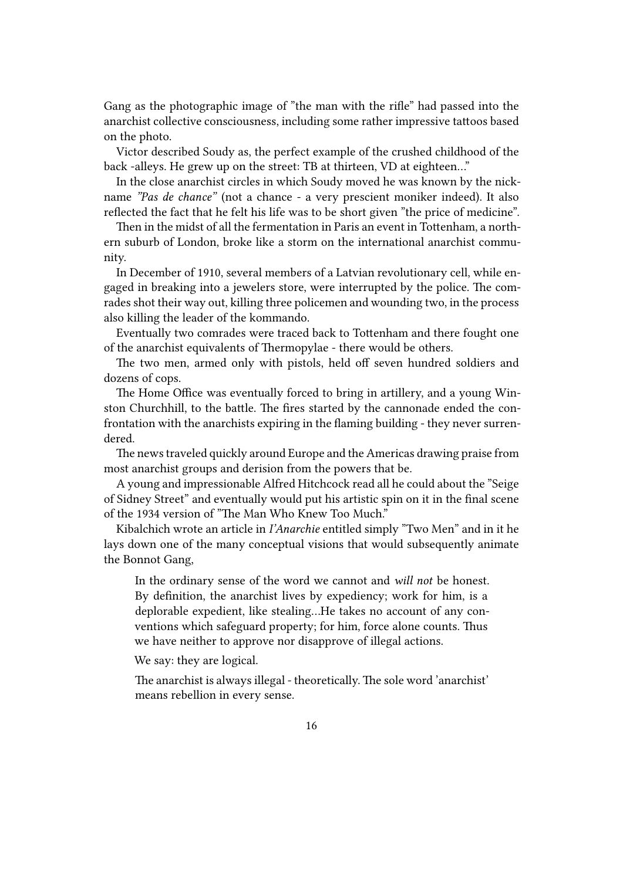Gang as the photographic image of "the man with the rifle" had passed into the anarchist collective consciousness, including some rather impressive tattoos based on the photo.

Victor described Soudy as, the perfect example of the crushed childhood of the back -alleys. He grew up on the street: TB at thirteen, VD at eighteen…"

In the close anarchist circles in which Soudy moved he was known by the nickname *"Pas de chance"* (not a chance - a very prescient moniker indeed). It also reflected the fact that he felt his life was to be short given "the price of medicine".

Then in the midst of all the fermentation in Paris an event in Tottenham, a northern suburb of London, broke like a storm on the international anarchist community.

In December of 1910, several members of a Latvian revolutionary cell, while engaged in breaking into a jewelers store, were interrupted by the police. The comrades shot their way out, killing three policemen and wounding two, in the process also killing the leader of the kommando.

Eventually two comrades were traced back to Tottenham and there fought one of the anarchist equivalents of Thermopylae - there would be others.

The two men, armed only with pistols, held off seven hundred soldiers and dozens of cops.

The Home Office was eventually forced to bring in artillery, and a young Winston Churchhill, to the battle. The fires started by the cannonade ended the confrontation with the anarchists expiring in the flaming building - they never surrendered.

The news traveled quickly around Europe and the Americas drawing praise from most anarchist groups and derision from the powers that be.

A young and impressionable Alfred Hitchcock read all he could about the "Seige of Sidney Street" and eventually would put his artistic spin on it in the final scene of the 1934 version of "The Man Who Knew Too Much."

Kibalchich wrote an article in *l'Anarchie* entitled simply "Two Men" and in it he lays down one of the many conceptual visions that would subsequently animate the Bonnot Gang,

> In the ordinary sense of the word we cannot and *will not* be honest. By definition, the anarchist lives by expediency; work for him, is a deplorable expedient, like stealing…He takes no account of any conventions which safeguard property; for him, force alone counts. Thus we have neither to approve nor disapprove of illegal actions.
>
> We say: they are logical.
>
> The anarchist is always illegal - theoretically. The sole word 'anarchist' means rebellion in every sense.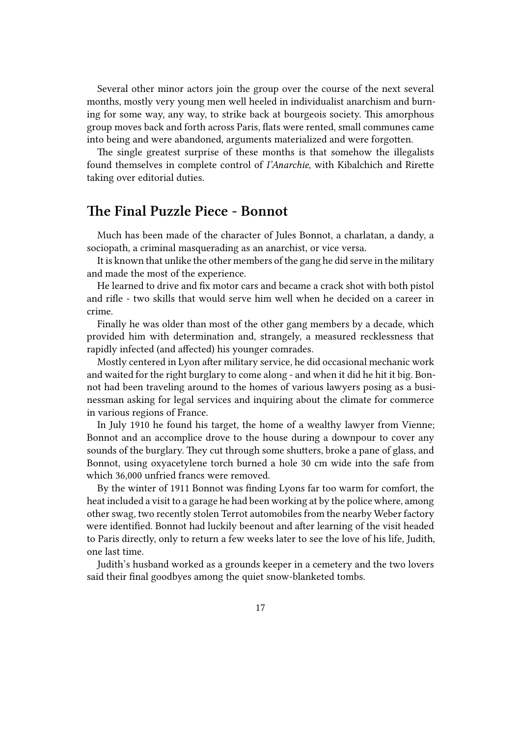Several other minor actors join the group over the course of the next several months, mostly very young men well heeled in individualist anarchism and burning for some way, any way, to strike back at bourgeois society. This amorphous group moves back and forth across Paris, flats were rented, small communes came into being and were abandoned, arguments materialized and were forgotten.

The single greatest surprise of these months is that somehow the illegalists found themselves in complete control of *l'Anarchie*, with Kibalchich and Rirette taking over editorial duties.

## The Final Puzzle Piece - Bonnot

Much has been made of the character of Jules Bonnot, a charlatan, a dandy, a sociopath, a criminal masquerading as an anarchist, or vice versa.

It is known that unlike the other members of the gang he did serve in the military and made the most of the experience.

He learned to drive and fix motor cars and became a crack shot with both pistol and rifle - two skills that would serve him well when he decided on a career in crime.

Finally he was older than most of the other gang members by a decade, which provided him with determination and, strangely, a measured recklessness that rapidly infected (and affected) his younger comrades.

Mostly centered in Lyon after military service, he did occasional mechanic work and waited for the right burglary to come along - and when it did he hit it big. Bonnot had been traveling around to the homes of various lawyers posing as a businessman asking for legal services and inquiring about the climate for commerce in various regions of France.

In July 1910 he found his target, the home of a wealthy lawyer from Vienne; Bonnot and an accomplice drove to the house during a downpour to cover any sounds of the burglary. They cut through some shutters, broke a pane of glass, and Bonnot, using oxyacetylene torch burned a hole 30 cm wide into the safe from which 36,000 unfried francs were removed.

By the winter of 1911 Bonnot was finding Lyons far too warm for comfort, the heat included a visit to a garage he had been working at by the police where, among other swag, two recently stolen Terrot automobiles from the nearby Weber factory were identified. Bonnot had luckily beenout and after learning of the visit headed to Paris directly, only to return a few weeks later to see the love of his life, Judith, one last time.

Judith's husband worked as a grounds keeper in a cemetery and the two lovers said their final goodbyes among the quiet snow-blanketed tombs.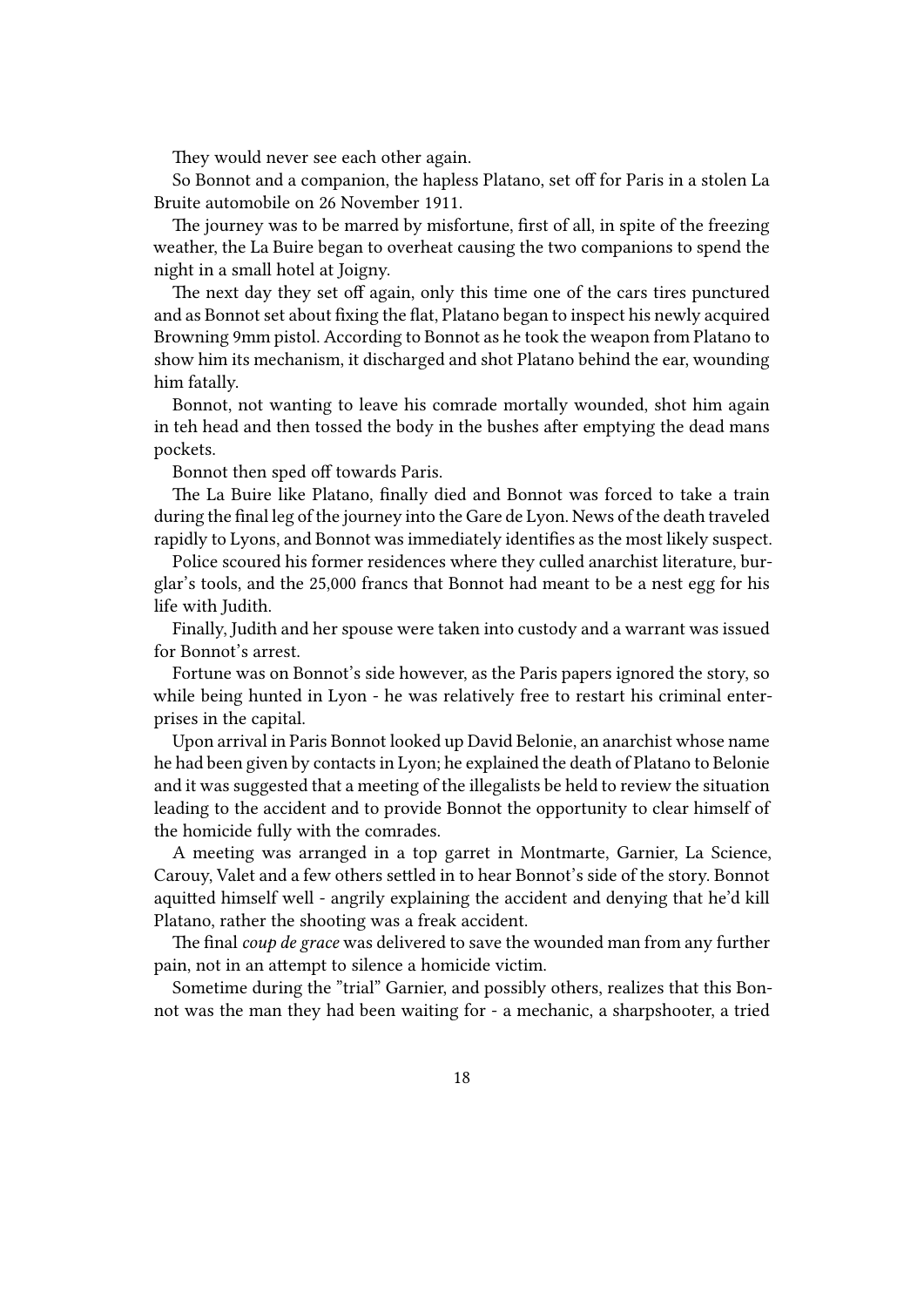They would never see each other again.

So Bonnot and a companion, the hapless Platano, set off for Paris in a stolen La Bruite automobile on 26 November 1911.

The journey was to be marred by misfortune, first of all, in spite of the freezing weather, the La Buire began to overheat causing the two companions to spend the night in a small hotel at Joigny.

The next day they set off again, only this time one of the cars tires punctured and as Bonnot set about fixing the flat, Platano began to inspect his newly acquired Browning 9mm pistol. According to Bonnot as he took the weapon from Platano to show him its mechanism, it discharged and shot Platano behind the ear, wounding him fatally.

Bonnot, not wanting to leave his comrade mortally wounded, shot him again in teh head and then tossed the body in the bushes after emptying the dead mans pockets.

Bonnot then sped off towards Paris.

The La Buire like Platano, finally died and Bonnot was forced to take a train during the final leg of the journey into the Gare de Lyon. News of the death traveled rapidly to Lyons, and Bonnot was immediately identifies as the most likely suspect.

Police scoured his former residences where they culled anarchist literature, burglar's tools, and the 25,000 francs that Bonnot had meant to be a nest egg for his life with Judith.

Finally, Judith and her spouse were taken into custody and a warrant was issued for Bonnot's arrest.

Fortune was on Bonnot's side however, as the Paris papers ignored the story, so while being hunted in Lyon - he was relatively free to restart his criminal enterprises in the capital.

Upon arrival in Paris Bonnot looked up David Belonie, an anarchist whose name he had been given by contacts in Lyon; he explained the death of Platano to Belonie and it was suggested that a meeting of the illegalists be held to review the situation leading to the accident and to provide Bonnot the opportunity to clear himself of the homicide fully with the comrades.

A meeting was arranged in a top garret in Montmarte, Garnier, La Science, Carouy, Valet and a few others settled in to hear Bonnot's side of the story. Bonnot aquitted himself well - angrily explaining the accident and denying that he'd kill Platano, rather the shooting was a freak accident.

The final *coup de grace* was delivered to save the wounded man from any further pain, not in an attempt to silence a homicide victim.

Sometime during the "trial" Garnier, and possibly others, realizes that this Bonnot was the man they had been waiting for - a mechanic, a sharpshooter, a tried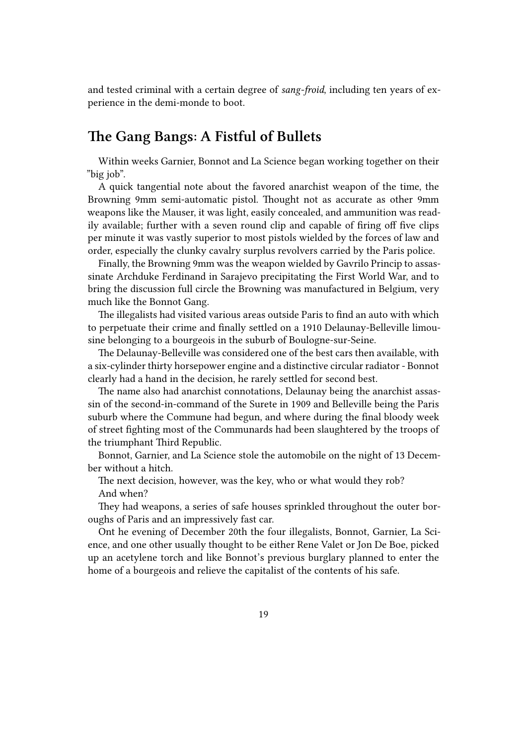and tested criminal with a certain degree of *sang-froid*, including ten years of experience in the demi-monde to boot.

## The Gang Bangs: A Fistful of Bullets

Within weeks Garnier, Bonnot and La Science began working together on their "big job".

A quick tangential note about the favored anarchist weapon of the time, the Browning 9mm semi-automatic pistol. Thought not as accurate as other 9mm weapons like the Mauser, it was light, easily concealed, and ammunition was readily available; further with a seven round clip and capable of firing off five clips per minute it was vastly superior to most pistols wielded by the forces of law and order, especially the clunky cavalry surplus revolvers carried by the Paris police.

Finally, the Browning 9mm was the weapon wielded by Gavrilo Princip to assassinate Archduke Ferdinand in Sarajevo precipitating the First World War, and to bring the discussion full circle the Browning was manufactured in Belgium, very much like the Bonnot Gang.

The illegalists had visited various areas outside Paris to find an auto with which to perpetuate their crime and finally settled on a 1910 Delaunay-Belleville limousine belonging to a bourgeois in the suburb of Boulogne-sur-Seine.

The Delaunay-Belleville was considered one of the best cars then available, with a six-cylinder thirty horsepower engine and a distinctive circular radiator - Bonnot clearly had a hand in the decision, he rarely settled for second best.

The name also had anarchist connotations, Delaunay being the anarchist assassin of the second-in-command of the Surete in 1909 and Belleville being the Paris suburb where the Commune had begun, and where during the final bloody week of street fighting most of the Communards had been slaughtered by the troops of the triumphant Third Republic.

Bonnot, Garnier, and La Science stole the automobile on the night of 13 December without a hitch.

The next decision, however, was the key, who or what would they rob?

And when?

They had weapons, a series of safe houses sprinkled throughout the outer boroughs of Paris and an impressively fast car.

Ont he evening of December 20th the four illegalists, Bonnot, Garnier, La Science, and one other usually thought to be either Rene Valet or Jon De Boe, picked up an acetylene torch and like Bonnot's previous burglary planned to enter the home of a bourgeois and relieve the capitalist of the contents of his safe.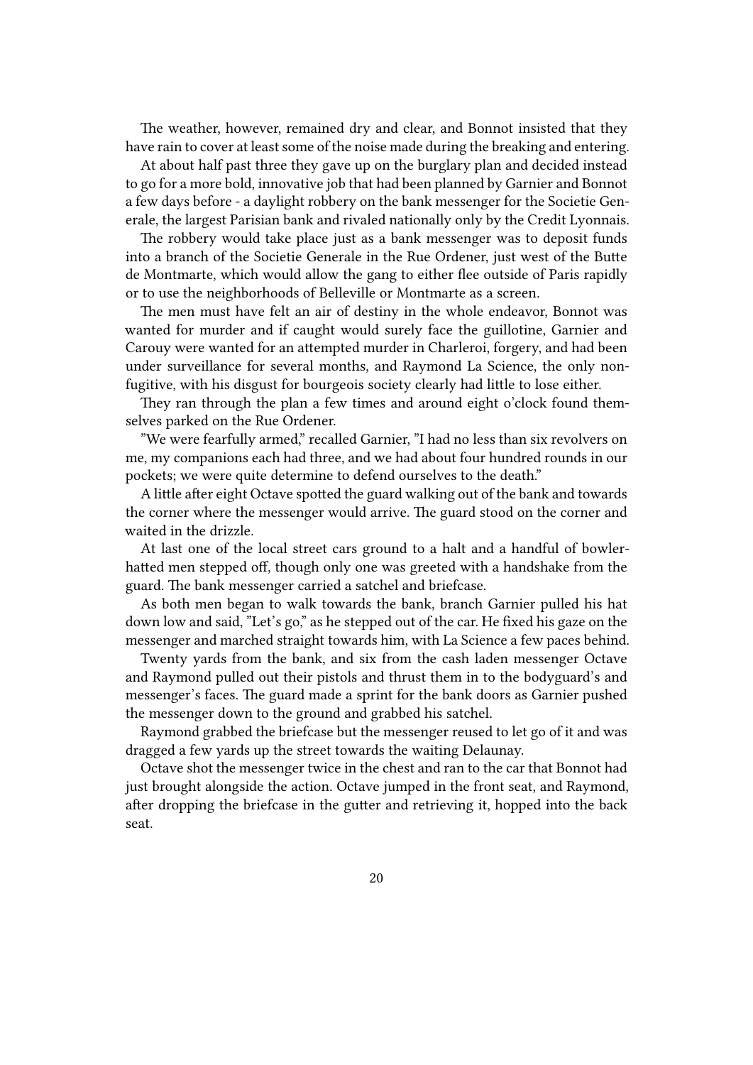The weather, however, remained dry and clear, and Bonnot insisted that they have rain to cover at least some of the noise made during the breaking and entering.

At about half past three they gave up on the burglary plan and decided instead to go for a more bold, innovative job that had been planned by Garnier and Bonnot a few days before - a daylight robbery on the bank messenger for the Societie Generale, the largest Parisian bank and rivaled nationally only by the Credit Lyonnais.

The robbery would take place just as a bank messenger was to deposit funds into a branch of the Societie Generale in the Rue Ordener, just west of the Butte de Montmarte, which would allow the gang to either flee outside of Paris rapidly or to use the neighborhoods of Belleville or Montmarte as a screen.

The men must have felt an air of destiny in the whole endeavor, Bonnot was wanted for murder and if caught would surely face the guillotine, Garnier and Carouy were wanted for an attempted murder in Charleroi, forgery, and had been under surveillance for several months, and Raymond La Science, the only non-fugitive, with his disgust for bourgeois society clearly had little to lose either.

They ran through the plan a few times and around eight o'clock found themselves parked on the Rue Ordener.

"We were fearfully armed," recalled Garnier, "I had no less than six revolvers on me, my companions each had three, and we had about four hundred rounds in our pockets; we were quite determine to defend ourselves to the death."

A little after eight Octave spotted the guard walking out of the bank and towards the corner where the messenger would arrive. The guard stood on the corner and waited in the drizzle.

At last one of the local street cars ground to a halt and a handful of bowler-hatted men stepped off, though only one was greeted with a handshake from the guard. The bank messenger carried a satchel and briefcase.

As both men began to walk towards the bank, branch Garnier pulled his hat down low and said, "Let's go," as he stepped out of the car. He fixed his gaze on the messenger and marched straight towards him, with La Science a few paces behind.

Twenty yards from the bank, and six from the cash laden messenger Octave and Raymond pulled out their pistols and thrust them in to the bodyguard's and messenger's faces. The guard made a sprint for the bank doors as Garnier pushed the messenger down to the ground and grabbed his satchel.

Raymond grabbed the briefcase but the messenger reused to let go of it and was dragged a few yards up the street towards the waiting Delaunay.

Octave shot the messenger twice in the chest and ran to the car that Bonnot had just brought alongside the action. Octave jumped in the front seat, and Raymond, after dropping the briefcase in the gutter and retrieving it, hopped into the back seat.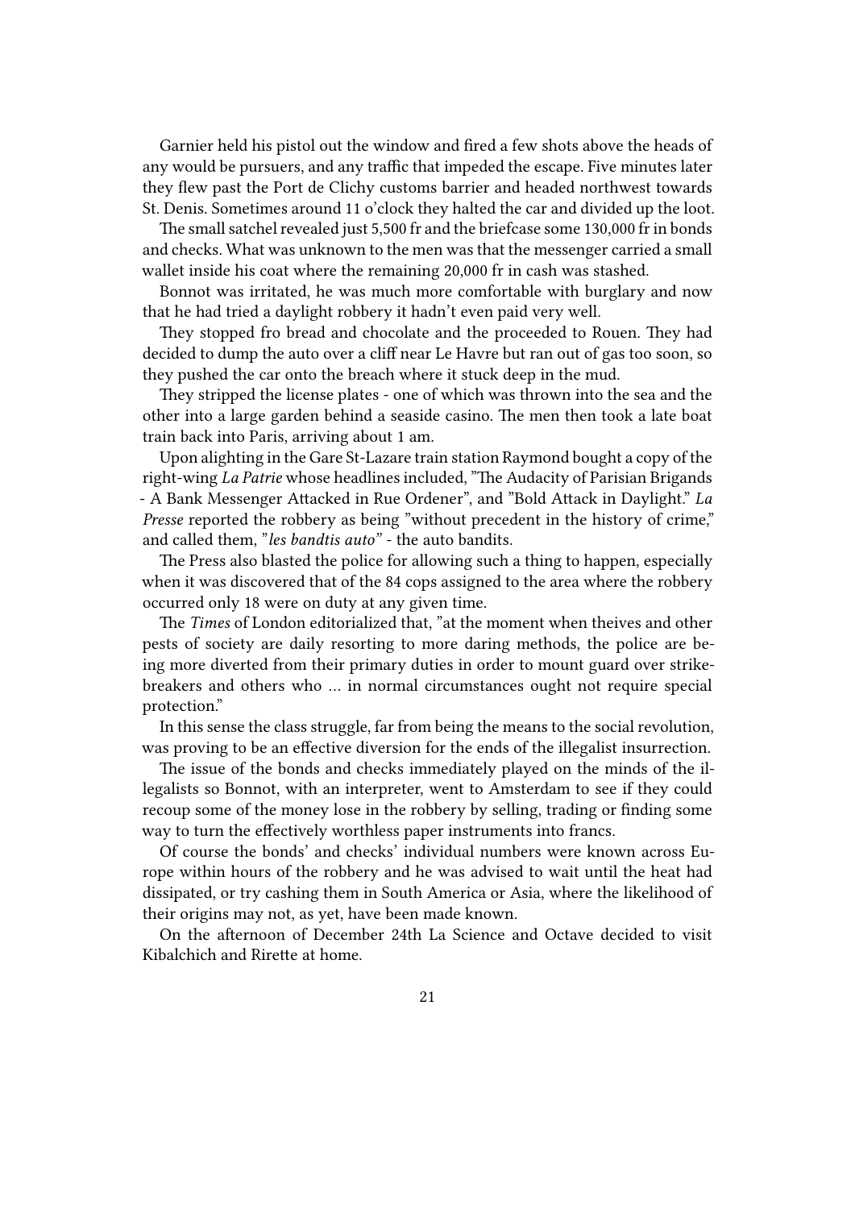Garnier held his pistol out the window and fired a few shots above the heads of any would be pursuers, and any traffic that impeded the escape. Five minutes later they flew past the Port de Clichy customs barrier and headed northwest towards St. Denis. Sometimes around 11 o'clock they halted the car and divided up the loot.

The small satchel revealed just 5,500 fr and the briefcase some 130,000 fr in bonds and checks. What was unknown to the men was that the messenger carried a small wallet inside his coat where the remaining 20,000 fr in cash was stashed.

Bonnot was irritated, he was much more comfortable with burglary and now that he had tried a daylight robbery it hadn't even paid very well.

They stopped fro bread and chocolate and the proceeded to Rouen. They had decided to dump the auto over a cliff near Le Havre but ran out of gas too soon, so they pushed the car onto the breach where it stuck deep in the mud.

They stripped the license plates - one of which was thrown into the sea and the other into a large garden behind a seaside casino. The men then took a late boat train back into Paris, arriving about 1 am.

Upon alighting in the Gare St-Lazare train station Raymond bought a copy of the right-wing *La Patrie* whose headlines included, "The Audacity of Parisian Brigands - A Bank Messenger Attacked in Rue Ordener", and "Bold Attack in Daylight." *La Presse* reported the robbery as being "without precedent in the history of crime," and called them, "*les bandtis auto*" - the auto bandits.

The Press also blasted the police for allowing such a thing to happen, especially when it was discovered that of the 84 cops assigned to the area where the robbery occurred only 18 were on duty at any given time.

The *Times* of London editorialized that, "at the moment when theives and other pests of society are daily resorting to more daring methods, the police are being more diverted from their primary duties in order to mount guard over strike-breakers and others who … in normal circumstances ought not require special protection."

In this sense the class struggle, far from being the means to the social revolution, was proving to be an effective diversion for the ends of the illegalist insurrection.

The issue of the bonds and checks immediately played on the minds of the illegalists so Bonnot, with an interpreter, went to Amsterdam to see if they could recoup some of the money lose in the robbery by selling, trading or finding some way to turn the effectively worthless paper instruments into francs.

Of course the bonds' and checks' individual numbers were known across Europe within hours of the robbery and he was advised to wait until the heat had dissipated, or try cashing them in South America or Asia, where the likelihood of their origins may not, as yet, have been made known.

On the afternoon of December 24th La Science and Octave decided to visit Kibalchich and Rirette at home.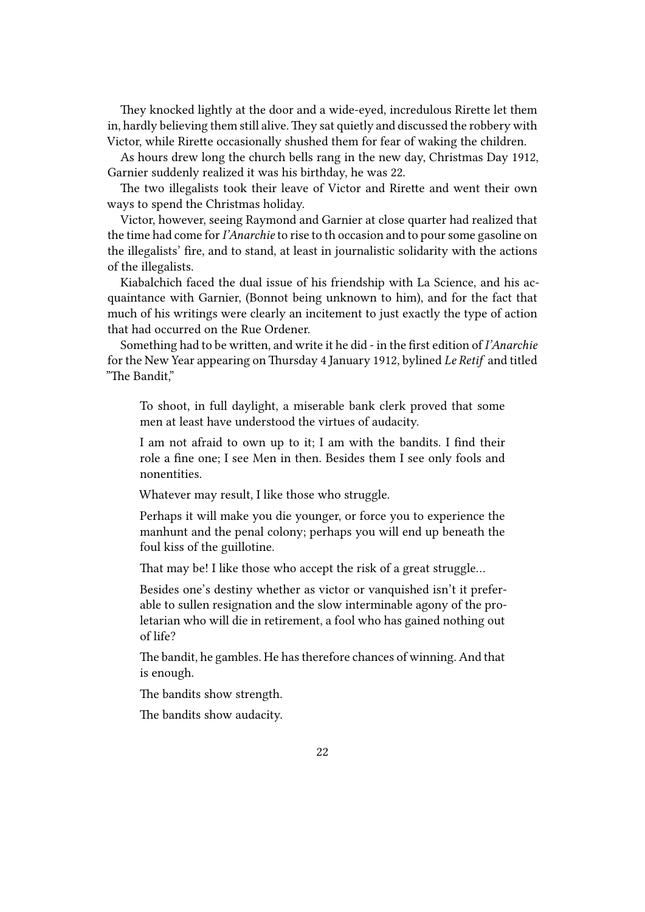They knocked lightly at the door and a wide-eyed, incredulous Rirette let them in, hardly believing them still alive. They sat quietly and discussed the robbery with Victor, while Rirette occasionally shushed them for fear of waking the children.

As hours drew long the church bells rang in the new day, Christmas Day 1912, Garnier suddenly realized it was his birthday, he was 22.

The two illegalists took their leave of Victor and Rirette and went their own ways to spend the Christmas holiday.

Victor, however, seeing Raymond and Garnier at close quarter had realized that the time had come for *l'Anarchie* to rise to th occasion and to pour some gasoline on the illegalists' fire, and to stand, at least in journalistic solidarity with the actions of the illegalists.

Kiabalchich faced the dual issue of his friendship with La Science, and his acquaintance with Garnier, (Bonnot being unknown to him), and for the fact that much of his writings were clearly an incitement to just exactly the type of action that had occurred on the Rue Ordener.

Something had to be written, and write it he did - in the first edition of *l'Anarchie* for the New Year appearing on Thursday 4 January 1912, bylined *Le Retif* and titled "The Bandit,"

> To shoot, in full daylight, a miserable bank clerk proved that some men at least have understood the virtues of audacity.
>
> I am not afraid to own up to it; I am with the bandits. I find their role a fine one; I see Men in then. Besides them I see only fools and nonentities.
>
> Whatever may result, I like those who struggle.
>
> Perhaps it will make you die younger, or force you to experience the manhunt and the penal colony; perhaps you will end up beneath the foul kiss of the guillotine.
>
> That may be! I like those who accept the risk of a great struggle…
>
> Besides one's destiny whether as victor or vanquished isn't it preferable to sullen resignation and the slow interminable agony of the proletarian who will die in retirement, a fool who has gained nothing out of life?
>
> The bandit, he gambles. He has therefore chances of winning. And that is enough.
>
> The bandits show strength.
>
> The bandits show audacity.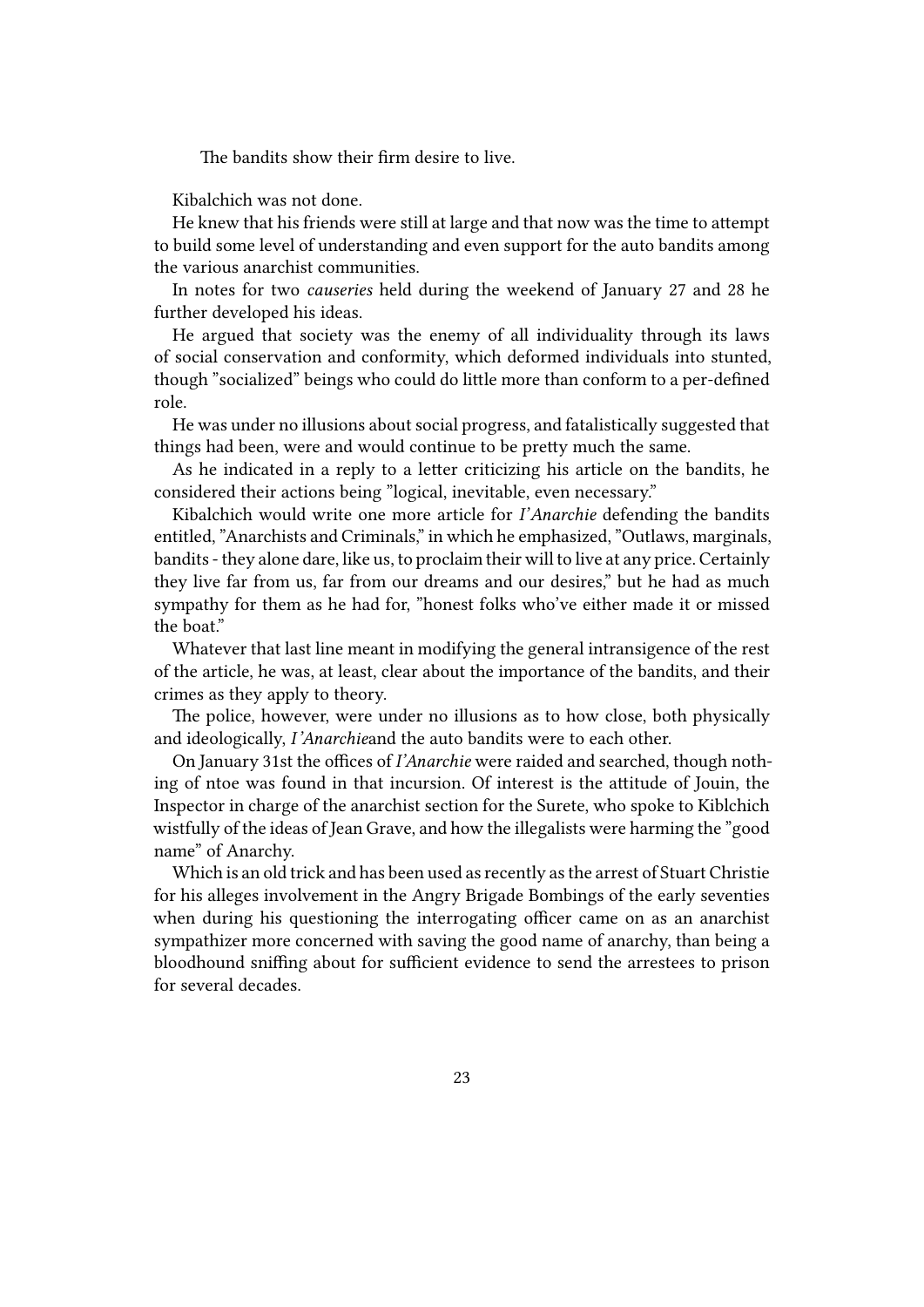The bandits show their firm desire to live.

Kibalchich was not done.

He knew that his friends were still at large and that now was the time to attempt to build some level of understanding and even support for the auto bandits among the various anarchist communities.

In notes for two *causeries* held during the weekend of January 27 and 28 he further developed his ideas.

He argued that society was the enemy of all individuality through its laws of social conservation and conformity, which deformed individuals into stunted, though "socialized" beings who could do little more than conform to a per-defined role.

He was under no illusions about social progress, and fatalistically suggested that things had been, were and would continue to be pretty much the same.

As he indicated in a reply to a letter criticizing his article on the bandits, he considered their actions being "logical, inevitable, even necessary."

Kibalchich would write one more article for *I'Anarchie* defending the bandits entitled, "Anarchists and Criminals," in which he emphasized, "Outlaws, marginals, bandits - they alone dare, like us, to proclaim their will to live at any price. Certainly they live far from us, far from our dreams and our desires," but he had as much sympathy for them as he had for, "honest folks who've either made it or missed the boat."

Whatever that last line meant in modifying the general intransigence of the rest of the article, he was, at least, clear about the importance of the bandits, and their crimes as they apply to theory.

The police, however, were under no illusions as to how close, both physically and ideologically, *I'Anarchie*and the auto bandits were to each other.

On January 31st the offices of *I'Anarchie* were raided and searched, though nothing of ntoe was found in that incursion. Of interest is the attitude of Jouin, the Inspector in charge of the anarchist section for the Surete, who spoke to Kiblchich wistfully of the ideas of Jean Grave, and how the illegalists were harming the "good name" of Anarchy.

Which is an old trick and has been used as recently as the arrest of Stuart Christie for his alleges involvement in the Angry Brigade Bombings of the early seventies when during his questioning the interrogating officer came on as an anarchist sympathizer more concerned with saving the good name of anarchy, than being a bloodhound sniffing about for sufficient evidence to send the arrestees to prison for several decades.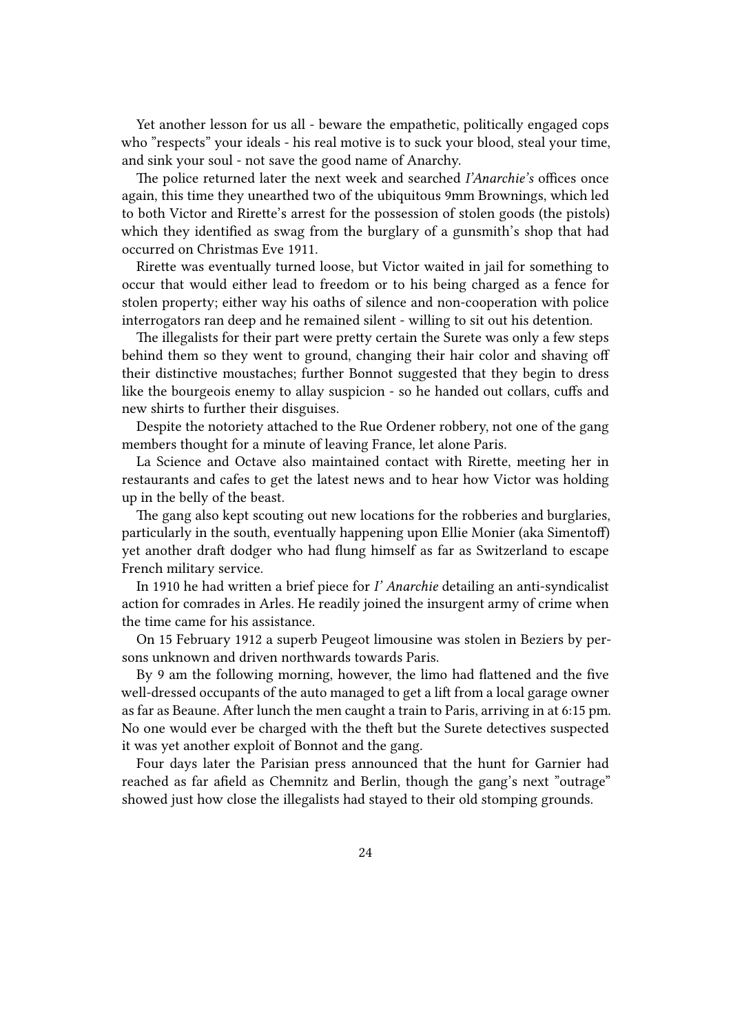Yet another lesson for us all - beware the empathetic, politically engaged cops who "respects" your ideals - his real motive is to suck your blood, steal your time, and sink your soul - not save the good name of Anarchy.

The police returned later the next week and searched *I'Anarchie's* offices once again, this time they unearthed two of the ubiquitous 9mm Brownings, which led to both Victor and Rirette's arrest for the possession of stolen goods (the pistols) which they identified as swag from the burglary of a gunsmith's shop that had occurred on Christmas Eve 1911.

Rirette was eventually turned loose, but Victor waited in jail for something to occur that would either lead to freedom or to his being charged as a fence for stolen property; either way his oaths of silence and non-cooperation with police interrogators ran deep and he remained silent - willing to sit out his detention.

The illegalists for their part were pretty certain the Surete was only a few steps behind them so they went to ground, changing their hair color and shaving off their distinctive moustaches; further Bonnot suggested that they begin to dress like the bourgeois enemy to allay suspicion - so he handed out collars, cuffs and new shirts to further their disguises.

Despite the notoriety attached to the Rue Ordener robbery, not one of the gang members thought for a minute of leaving France, let alone Paris.

La Science and Octave also maintained contact with Rirette, meeting her in restaurants and cafes to get the latest news and to hear how Victor was holding up in the belly of the beast.

The gang also kept scouting out new locations for the robberies and burglaries, particularly in the south, eventually happening upon Ellie Monier (aka Simentoff) yet another draft dodger who had flung himself as far as Switzerland to escape French military service.

In 1910 he had written a brief piece for *I' Anarchie* detailing an anti-syndicalist action for comrades in Arles. He readily joined the insurgent army of crime when the time came for his assistance.

On 15 February 1912 a superb Peugeot limousine was stolen in Beziers by persons unknown and driven northwards towards Paris.

By 9 am the following morning, however, the limo had flattened and the five well-dressed occupants of the auto managed to get a lift from a local garage owner as far as Beaune. After lunch the men caught a train to Paris, arriving in at 6:15 pm. No one would ever be charged with the theft but the Surete detectives suspected it was yet another exploit of Bonnot and the gang.

Four days later the Parisian press announced that the hunt for Garnier had reached as far afield as Chemnitz and Berlin, though the gang's next "outrage" showed just how close the illegalists had stayed to their old stomping grounds.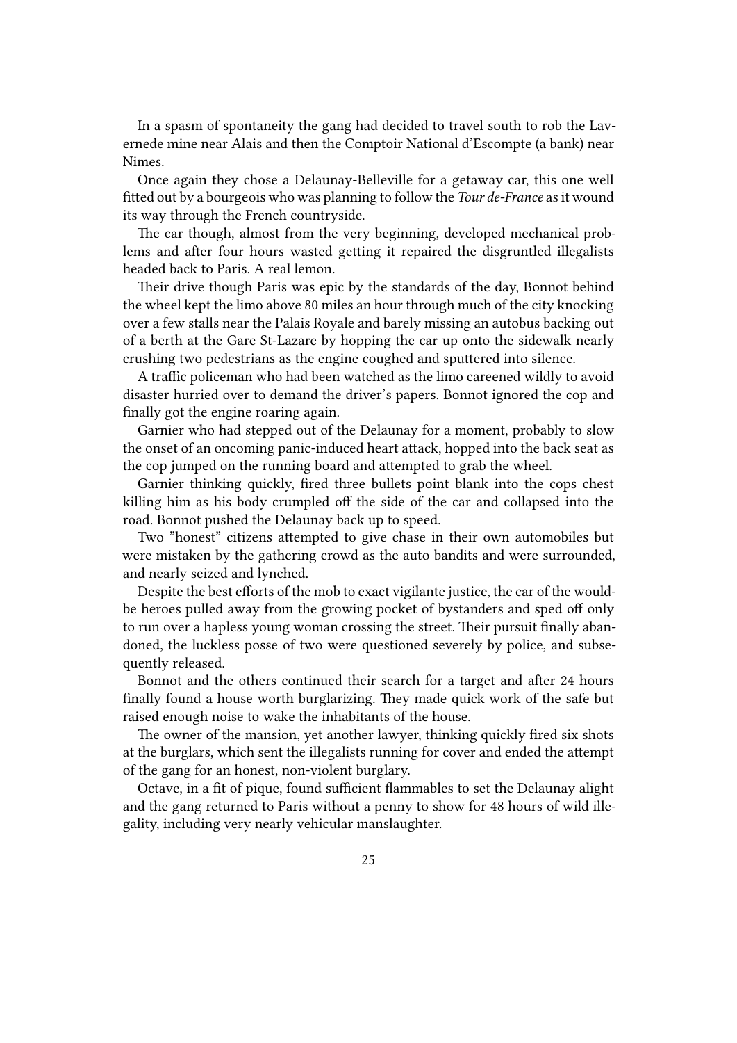In a spasm of spontaneity the gang had decided to travel south to rob the Lavernede mine near Alais and then the Comptoir National d'Escompte (a bank) near Nimes.

Once again they chose a Delaunay-Belleville for a getaway car, this one well fitted out by a bourgeois who was planning to follow the *Tour de-France* as it wound its way through the French countryside.

The car though, almost from the very beginning, developed mechanical problems and after four hours wasted getting it repaired the disgruntled illegalists headed back to Paris. A real lemon.

Their drive though Paris was epic by the standards of the day, Bonnot behind the wheel kept the limo above 80 miles an hour through much of the city knocking over a few stalls near the Palais Royale and barely missing an autobus backing out of a berth at the Gare St-Lazare by hopping the car up onto the sidewalk nearly crushing two pedestrians as the engine coughed and sputtered into silence.

A traffic policeman who had been watched as the limo careened wildly to avoid disaster hurried over to demand the driver's papers. Bonnot ignored the cop and finally got the engine roaring again.

Garnier who had stepped out of the Delaunay for a moment, probably to slow the onset of an oncoming panic-induced heart attack, hopped into the back seat as the cop jumped on the running board and attempted to grab the wheel.

Garnier thinking quickly, fired three bullets point blank into the cops chest killing him as his body crumpled off the side of the car and collapsed into the road. Bonnot pushed the Delaunay back up to speed.

Two "honest" citizens attempted to give chase in their own automobiles but were mistaken by the gathering crowd as the auto bandits and were surrounded, and nearly seized and lynched.

Despite the best efforts of the mob to exact vigilante justice, the car of the would-be heroes pulled away from the growing pocket of bystanders and sped off only to run over a hapless young woman crossing the street. Their pursuit finally abandoned, the luckless posse of two were questioned severely by police, and subsequently released.

Bonnot and the others continued their search for a target and after 24 hours finally found a house worth burglarizing. They made quick work of the safe but raised enough noise to wake the inhabitants of the house.

The owner of the mansion, yet another lawyer, thinking quickly fired six shots at the burglars, which sent the illegalists running for cover and ended the attempt of the gang for an honest, non-violent burglary.

Octave, in a fit of pique, found sufficient flammables to set the Delaunay alight and the gang returned to Paris without a penny to show for 48 hours of wild illegality, including very nearly vehicular manslaughter.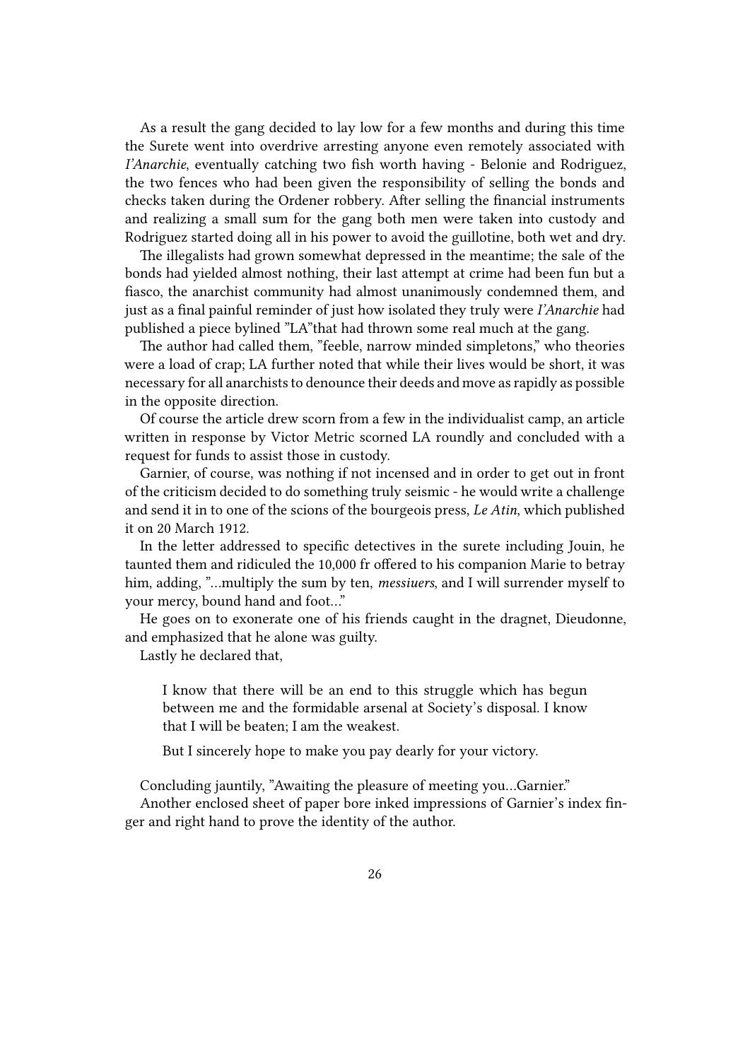As a result the gang decided to lay low for a few months and during this time the Surete went into overdrive arresting anyone even remotely associated with *l'Anarchie*, eventually catching two fish worth having - Belonie and Rodriguez, the two fences who had been given the responsibility of selling the bonds and checks taken during the Ordener robbery. After selling the financial instruments and realizing a small sum for the gang both men were taken into custody and Rodriguez started doing all in his power to avoid the guillotine, both wet and dry.

The illegalists had grown somewhat depressed in the meantime; the sale of the bonds had yielded almost nothing, their last attempt at crime had been fun but a fiasco, the anarchist community had almost unanimously condemned them, and just as a final painful reminder of just how isolated they truly were *l'Anarchie* had published a piece bylined "LA"that had thrown some real much at the gang.

The author had called them, "feeble, narrow minded simpletons," who theories were a load of crap; LA further noted that while their lives would be short, it was necessary for all anarchists to denounce their deeds and move as rapidly as possible in the opposite direction.

Of course the article drew scorn from a few in the individualist camp, an article written in response by Victor Metric scorned LA roundly and concluded with a request for funds to assist those in custody.

Garnier, of course, was nothing if not incensed and in order to get out in front of the criticism decided to do something truly seismic - he would write a challenge and send it in to one of the scions of the bourgeois press, *Le Atin*, which published it on 20 March 1912.

In the letter addressed to specific detectives in the surete including Jouin, he taunted them and ridiculed the 10,000 fr offered to his companion Marie to betray him, adding, "…multiply the sum by ten, *messiuers*, and I will surrender myself to your mercy, bound hand and foot…"

He goes on to exonerate one of his friends caught in the dragnet, Dieudonne, and emphasized that he alone was guilty.

Lastly he declared that,

> I know that there will be an end to this struggle which has begun between me and the formidable arsenal at Society's disposal. I know that I will be beaten; I am the weakest.
>
> But I sincerely hope to make you pay dearly for your victory.

Concluding jauntily, "Awaiting the pleasure of meeting you…Garnier."

Another enclosed sheet of paper bore inked impressions of Garnier's index finger and right hand to prove the identity of the author.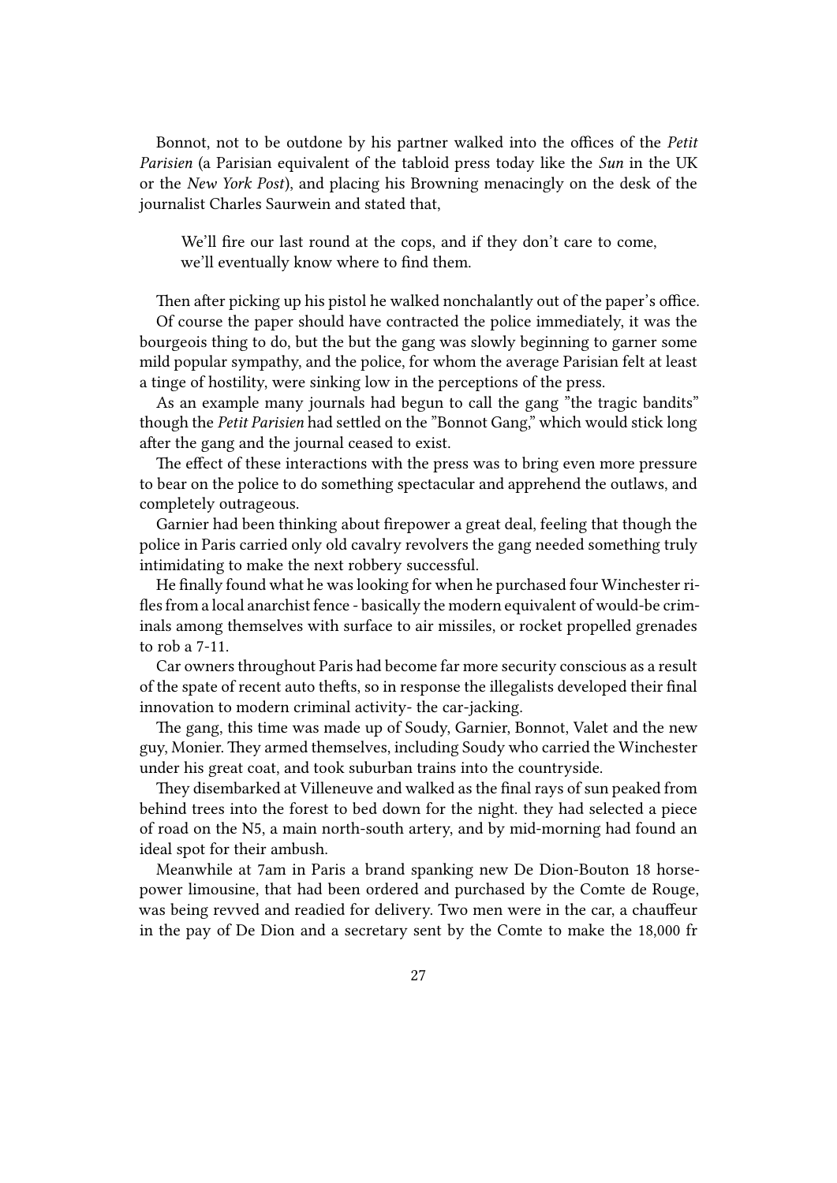Bonnot, not to be outdone by his partner walked into the offices of the *Petit Parisien* (a Parisian equivalent of the tabloid press today like the *Sun* in the UK or the *New York Post*), and placing his Browning menacingly on the desk of the journalist Charles Saurwein and stated that,

> We'll fire our last round at the cops, and if they don't care to come, we'll eventually know where to find them.

Then after picking up his pistol he walked nonchalantly out of the paper's office.

Of course the paper should have contracted the police immediately, it was the bourgeois thing to do, but the but the gang was slowly beginning to garner some mild popular sympathy, and the police, for whom the average Parisian felt at least a tinge of hostility, were sinking low in the perceptions of the press.

As an example many journals had begun to call the gang "the tragic bandits" though the *Petit Parisien* had settled on the "Bonnot Gang," which would stick long after the gang and the journal ceased to exist.

The effect of these interactions with the press was to bring even more pressure to bear on the police to do something spectacular and apprehend the outlaws, and completely outrageous.

Garnier had been thinking about firepower a great deal, feeling that though the police in Paris carried only old cavalry revolvers the gang needed something truly intimidating to make the next robbery successful.

He finally found what he was looking for when he purchased four Winchester rifles from a local anarchist fence - basically the modern equivalent of would-be criminals among themselves with surface to air missiles, or rocket propelled grenades to rob a 7-11.

Car owners throughout Paris had become far more security conscious as a result of the spate of recent auto thefts, so in response the illegalists developed their final innovation to modern criminal activity- the car-jacking.

The gang, this time was made up of Soudy, Garnier, Bonnot, Valet and the new guy, Monier. They armed themselves, including Soudy who carried the Winchester under his great coat, and took suburban trains into the countryside.

They disembarked at Villeneuve and walked as the final rays of sun peaked from behind trees into the forest to bed down for the night. they had selected a piece of road on the N5, a main north-south artery, and by mid-morning had found an ideal spot for their ambush.

Meanwhile at 7am in Paris a brand spanking new De Dion-Bouton 18 horsepower limousine, that had been ordered and purchased by the Comte de Rouge, was being revved and readied for delivery. Two men were in the car, a chauffeur in the pay of De Dion and a secretary sent by the Comte to make the 18,000 fr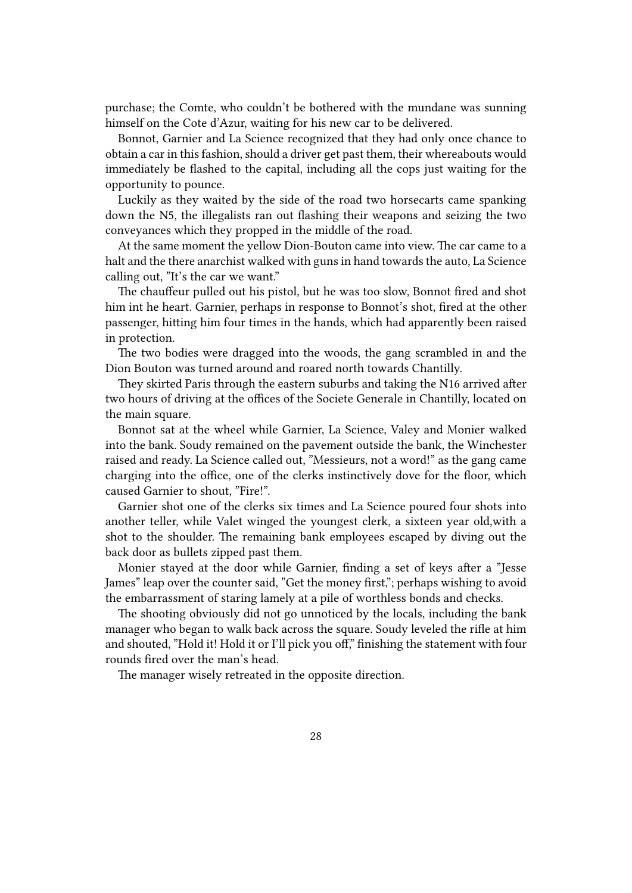purchase; the Comte, who couldn't be bothered with the mundane was sunning himself on the Cote d'Azur, waiting for his new car to be delivered.

Bonnot, Garnier and La Science recognized that they had only once chance to obtain a car in this fashion, should a driver get past them, their whereabouts would immediately be flashed to the capital, including all the cops just waiting for the opportunity to pounce.

Luckily as they waited by the side of the road two horsecarts came spanking down the N5, the illegalists ran out flashing their weapons and seizing the two conveyances which they propped in the middle of the road.

At the same moment the yellow Dion-Bouton came into view. The car came to a halt and the there anarchist walked with guns in hand towards the auto, La Science calling out, "It's the car we want."

The chauffeur pulled out his pistol, but he was too slow, Bonnot fired and shot him int he heart. Garnier, perhaps in response to Bonnot's shot, fired at the other passenger, hitting him four times in the hands, which had apparently been raised in protection.

The two bodies were dragged into the woods, the gang scrambled in and the Dion Bouton was turned around and roared north towards Chantilly.

They skirted Paris through the eastern suburbs and taking the N16 arrived after two hours of driving at the offices of the Societe Generale in Chantilly, located on the main square.

Bonnot sat at the wheel while Garnier, La Science, Valey and Monier walked into the bank. Soudy remained on the pavement outside the bank, the Winchester raised and ready. La Science called out, "Messieurs, not a word!" as the gang came charging into the office, one of the clerks instinctively dove for the floor, which caused Garnier to shout, "Fire!".

Garnier shot one of the clerks six times and La Science poured four shots into another teller, while Valet winged the youngest clerk, a sixteen year old,with a shot to the shoulder. The remaining bank employees escaped by diving out the back door as bullets zipped past them.

Monier stayed at the door while Garnier, finding a set of keys after a "Jesse James" leap over the counter said, "Get the money first,"; perhaps wishing to avoid the embarrassment of staring lamely at a pile of worthless bonds and checks.

The shooting obviously did not go unnoticed by the locals, including the bank manager who began to walk back across the square. Soudy leveled the rifle at him and shouted, "Hold it! Hold it or I'll pick you off," finishing the statement with four rounds fired over the man's head.

The manager wisely retreated in the opposite direction.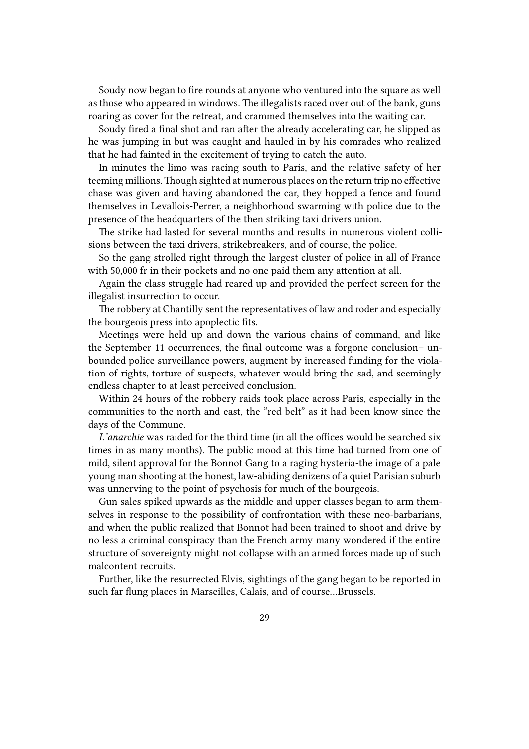Soudy now began to fire rounds at anyone who ventured into the square as well as those who appeared in windows. The illegalists raced over out of the bank, guns roaring as cover for the retreat, and crammed themselves into the waiting car.

Soudy fired a final shot and ran after the already accelerating car, he slipped as he was jumping in but was caught and hauled in by his comrades who realized that he had fainted in the excitement of trying to catch the auto.

In minutes the limo was racing south to Paris, and the relative safety of her teeming millions. Though sighted at numerous places on the return trip no effective chase was given and having abandoned the car, they hopped a fence and found themselves in Levallois-Perrer, a neighborhood swarming with police due to the presence of the headquarters of the then striking taxi drivers union.

The strike had lasted for several months and results in numerous violent collisions between the taxi drivers, strikebreakers, and of course, the police.

So the gang strolled right through the largest cluster of police in all of France with 50,000 fr in their pockets and no one paid them any attention at all.

Again the class struggle had reared up and provided the perfect screen for the illegalist insurrection to occur.

The robbery at Chantilly sent the representatives of law and roder and especially the bourgeois press into apoplectic fits.

Meetings were held up and down the various chains of command, and like the September 11 occurrences, the final outcome was a forgone conclusion– unbounded police surveillance powers, augment by increased funding for the violation of rights, torture of suspects, whatever would bring the sad, and seemingly endless chapter to at least perceived conclusion.

Within 24 hours of the robbery raids took place across Paris, especially in the communities to the north and east, the "red belt" as it had been know since the days of the Commune.

*L'anarchie* was raided for the third time (in all the offices would be searched six times in as many months). The public mood at this time had turned from one of mild, silent approval for the Bonnot Gang to a raging hysteria-the image of a pale young man shooting at the honest, law-abiding denizens of a quiet Parisian suburb was unnerving to the point of psychosis for much of the bourgeois.

Gun sales spiked upwards as the middle and upper classes began to arm themselves in response to the possibility of confrontation with these neo-barbarians, and when the public realized that Bonnot had been trained to shoot and drive by no less a criminal conspiracy than the French army many wondered if the entire structure of sovereignty might not collapse with an armed forces made up of such malcontent recruits.

Further, like the resurrected Elvis, sightings of the gang began to be reported in such far flung places in Marseilles, Calais, and of course…Brussels.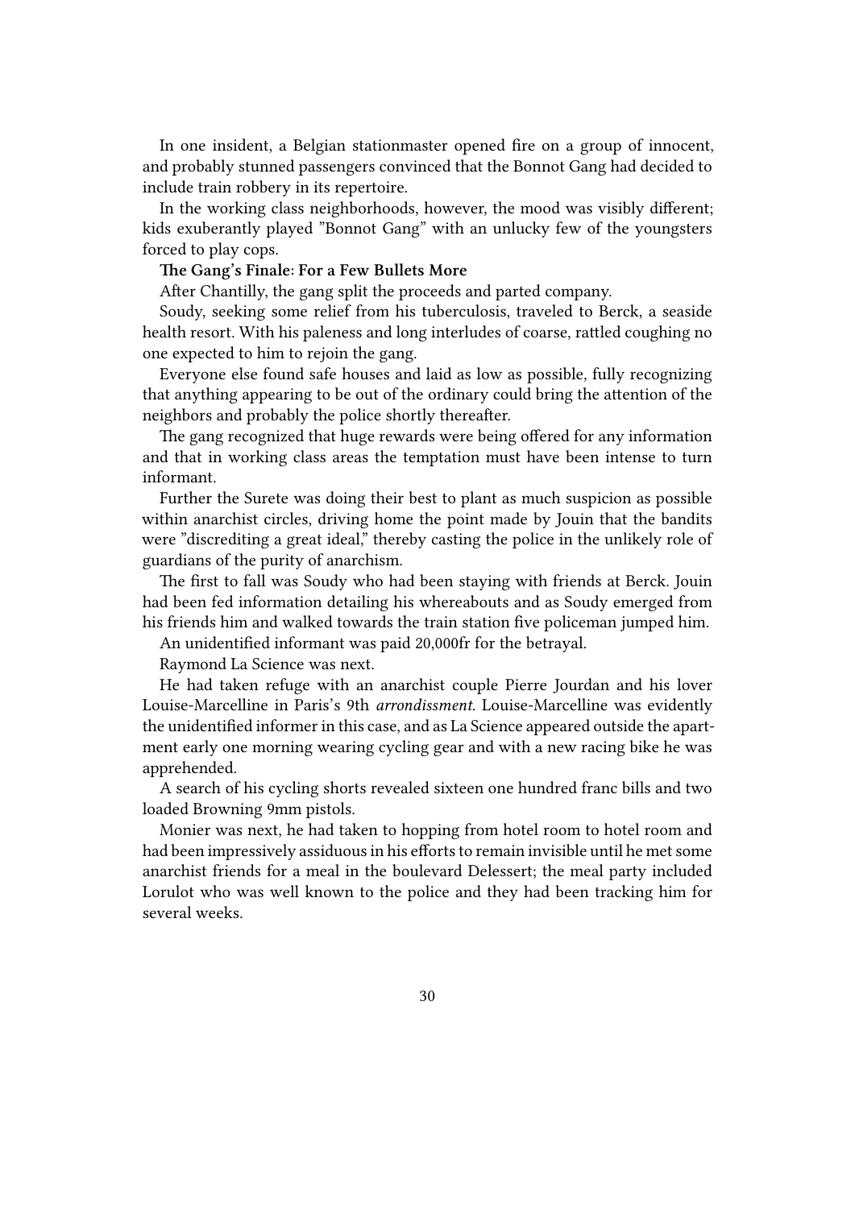In one insident, a Belgian stationmaster opened fire on a group of innocent, and probably stunned passengers convinced that the Bonnot Gang had decided to include train robbery in its repertoire.

In the working class neighborhoods, however, the mood was visibly different; kids exuberantly played "Bonnot Gang" with an unlucky few of the youngsters forced to play cops.

**The Gang's Finale: For a Few Bullets More**

After Chantilly, the gang split the proceeds and parted company.

Soudy, seeking some relief from his tuberculosis, traveled to Berck, a seaside health resort. With his paleness and long interludes of coarse, rattled coughing no one expected to him to rejoin the gang.

Everyone else found safe houses and laid as low as possible, fully recognizing that anything appearing to be out of the ordinary could bring the attention of the neighbors and probably the police shortly thereafter.

The gang recognized that huge rewards were being offered for any information and that in working class areas the temptation must have been intense to turn informant.

Further the Surete was doing their best to plant as much suspicion as possible within anarchist circles, driving home the point made by Jouin that the bandits were "discrediting a great ideal," thereby casting the police in the unlikely role of guardians of the purity of anarchism.

The first to fall was Soudy who had been staying with friends at Berck. Jouin had been fed information detailing his whereabouts and as Soudy emerged from his friends him and walked towards the train station five policeman jumped him.

An unidentified informant was paid 20,000fr for the betrayal.

Raymond La Science was next.

He had taken refuge with an anarchist couple Pierre Jourdan and his lover Louise-Marcelline in Paris's 9th *arrondissment*. Louise-Marcelline was evidently the unidentified informer in this case, and as La Science appeared outside the apartment early one morning wearing cycling gear and with a new racing bike he was apprehended.

A search of his cycling shorts revealed sixteen one hundred franc bills and two loaded Browning 9mm pistols.

Monier was next, he had taken to hopping from hotel room to hotel room and had been impressively assiduous in his efforts to remain invisible until he met some anarchist friends for a meal in the boulevard Delessert; the meal party included Lorulot who was well known to the police and they had been tracking him for several weeks.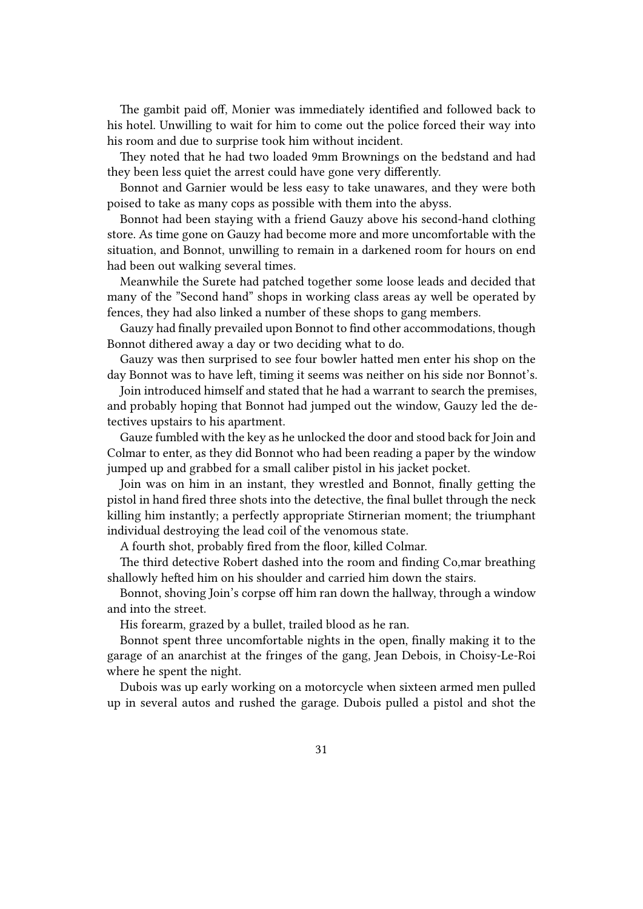The gambit paid off, Monier was immediately identified and followed back to his hotel. Unwilling to wait for him to come out the police forced their way into his room and due to surprise took him without incident.

They noted that he had two loaded 9mm Brownings on the bedstand and had they been less quiet the arrest could have gone very differently.

Bonnot and Garnier would be less easy to take unawares, and they were both poised to take as many cops as possible with them into the abyss.

Bonnot had been staying with a friend Gauzy above his second-hand clothing store. As time gone on Gauzy had become more and more uncomfortable with the situation, and Bonnot, unwilling to remain in a darkened room for hours on end had been out walking several times.

Meanwhile the Surete had patched together some loose leads and decided that many of the "Second hand" shops in working class areas ay well be operated by fences, they had also linked a number of these shops to gang members.

Gauzy had finally prevailed upon Bonnot to find other accommodations, though Bonnot dithered away a day or two deciding what to do.

Gauzy was then surprised to see four bowler hatted men enter his shop on the day Bonnot was to have left, timing it seems was neither on his side nor Bonnot's.

Join introduced himself and stated that he had a warrant to search the premises, and probably hoping that Bonnot had jumped out the window, Gauzy led the detectives upstairs to his apartment.

Gauze fumbled with the key as he unlocked the door and stood back for Join and Colmar to enter, as they did Bonnot who had been reading a paper by the window jumped up and grabbed for a small caliber pistol in his jacket pocket.

Join was on him in an instant, they wrestled and Bonnot, finally getting the pistol in hand fired three shots into the detective, the final bullet through the neck killing him instantly; a perfectly appropriate Stirnerian moment; the triumphant individual destroying the lead coil of the venomous state.

A fourth shot, probably fired from the floor, killed Colmar.

The third detective Robert dashed into the room and finding Co,mar breathing shallowly hefted him on his shoulder and carried him down the stairs.

Bonnot, shoving Join's corpse off him ran down the hallway, through a window and into the street.

His forearm, grazed by a bullet, trailed blood as he ran.

Bonnot spent three uncomfortable nights in the open, finally making it to the garage of an anarchist at the fringes of the gang, Jean Debois, in Choisy-Le-Roi where he spent the night.

Dubois was up early working on a motorcycle when sixteen armed men pulled up in several autos and rushed the garage. Dubois pulled a pistol and shot the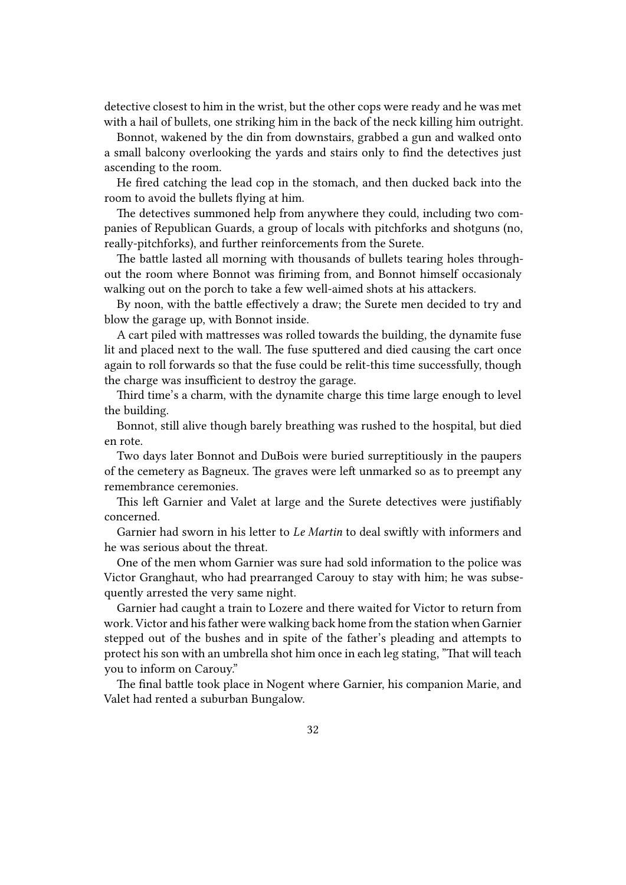detective closest to him in the wrist, but the other cops were ready and he was met with a hail of bullets, one striking him in the back of the neck killing him outright.

Bonnot, wakened by the din from downstairs, grabbed a gun and walked onto a small balcony overlooking the yards and stairs only to find the detectives just ascending to the room.

He fired catching the lead cop in the stomach, and then ducked back into the room to avoid the bullets flying at him.

The detectives summoned help from anywhere they could, including two companies of Republican Guards, a group of locals with pitchforks and shotguns (no, really-pitchforks), and further reinforcements from the Surete.

The battle lasted all morning with thousands of bullets tearing holes throughout the room where Bonnot was firiming from, and Bonnot himself occasionaly walking out on the porch to take a few well-aimed shots at his attackers.

By noon, with the battle effectively a draw; the Surete men decided to try and blow the garage up, with Bonnot inside.

A cart piled with mattresses was rolled towards the building, the dynamite fuse lit and placed next to the wall. The fuse sputtered and died causing the cart once again to roll forwards so that the fuse could be relit-this time successfully, though the charge was insufficient to destroy the garage.

Third time's a charm, with the dynamite charge this time large enough to level the building.

Bonnot, still alive though barely breathing was rushed to the hospital, but died en rote.

Two days later Bonnot and DuBois were buried surreptitiously in the paupers of the cemetery as Bagneux. The graves were left unmarked so as to preempt any remembrance ceremonies.

This left Garnier and Valet at large and the Surete detectives were justifiably concerned.

Garnier had sworn in his letter to *Le Martin* to deal swiftly with informers and he was serious about the threat.

One of the men whom Garnier was sure had sold information to the police was Victor Granghaut, who had prearranged Carouy to stay with him; he was subsequently arrested the very same night.

Garnier had caught a train to Lozere and there waited for Victor to return from work. Victor and his father were walking back home from the station when Garnier stepped out of the bushes and in spite of the father's pleading and attempts to protect his son with an umbrella shot him once in each leg stating, "That will teach you to inform on Carouy."

The final battle took place in Nogent where Garnier, his companion Marie, and Valet had rented a suburban Bungalow.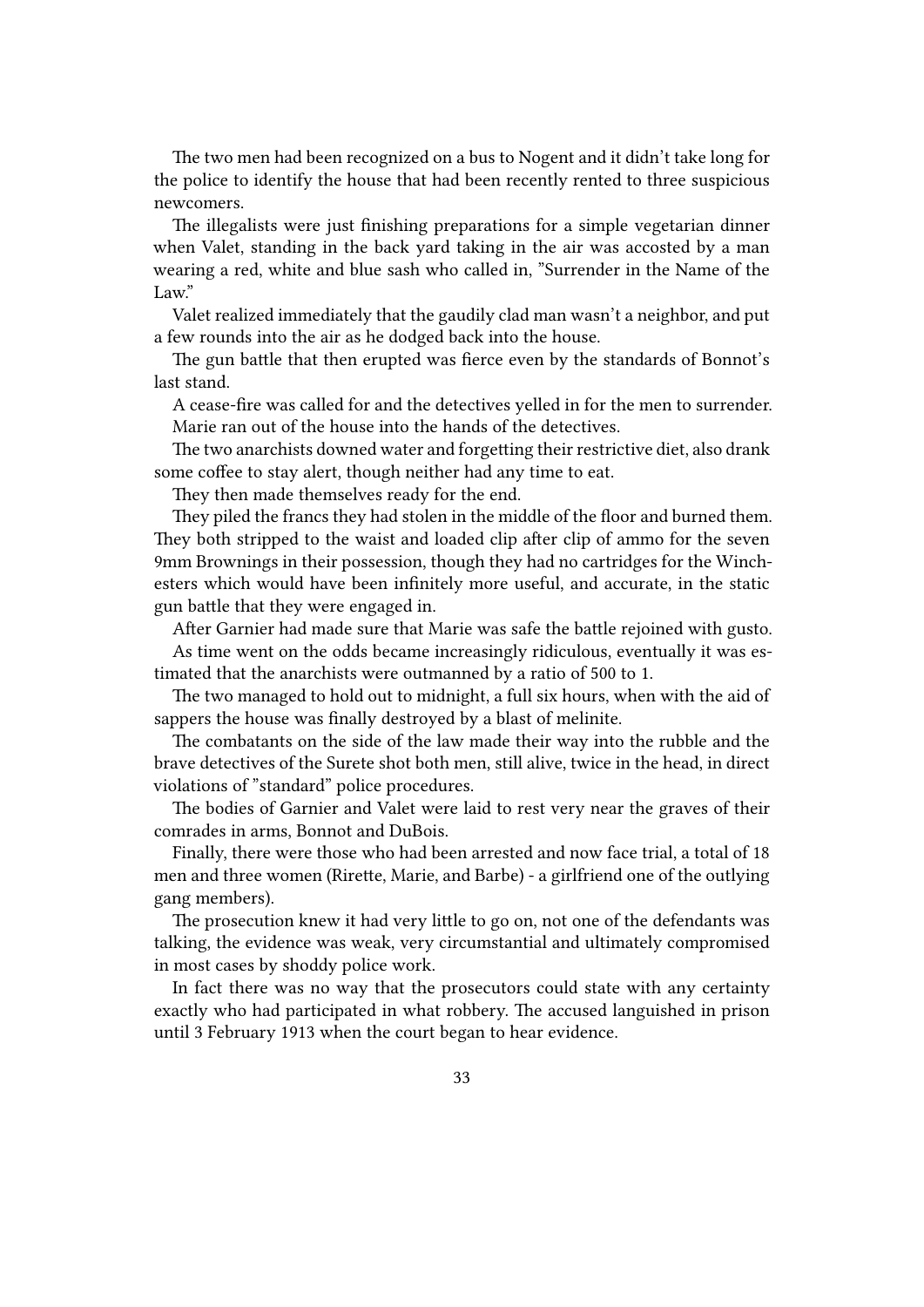The two men had been recognized on a bus to Nogent and it didn't take long for the police to identify the house that had been recently rented to three suspicious newcomers.

The illegalists were just finishing preparations for a simple vegetarian dinner when Valet, standing in the back yard taking in the air was accosted by a man wearing a red, white and blue sash who called in, "Surrender in the Name of the Law."

Valet realized immediately that the gaudily clad man wasn't a neighbor, and put a few rounds into the air as he dodged back into the house.

The gun battle that then erupted was fierce even by the standards of Bonnot's last stand.

A cease-fire was called for and the detectives yelled in for the men to surrender.

Marie ran out of the house into the hands of the detectives.

The two anarchists downed water and forgetting their restrictive diet, also drank some coffee to stay alert, though neither had any time to eat.

They then made themselves ready for the end.

They piled the francs they had stolen in the middle of the floor and burned them. They both stripped to the waist and loaded clip after clip of ammo for the seven 9mm Brownings in their possession, though they had no cartridges for the Winchesters which would have been infinitely more useful, and accurate, in the static gun battle that they were engaged in.

After Garnier had made sure that Marie was safe the battle rejoined with gusto.

As time went on the odds became increasingly ridiculous, eventually it was estimated that the anarchists were outmanned by a ratio of 500 to 1.

The two managed to hold out to midnight, a full six hours, when with the aid of sappers the house was finally destroyed by a blast of melinite.

The combatants on the side of the law made their way into the rubble and the brave detectives of the Surete shot both men, still alive, twice in the head, in direct violations of "standard" police procedures.

The bodies of Garnier and Valet were laid to rest very near the graves of their comrades in arms, Bonnot and DuBois.

Finally, there were those who had been arrested and now face trial, a total of 18 men and three women (Rirette, Marie, and Barbe) - a girlfriend one of the outlying gang members).

The prosecution knew it had very little to go on, not one of the defendants was talking, the evidence was weak, very circumstantial and ultimately compromised in most cases by shoddy police work.

In fact there was no way that the prosecutors could state with any certainty exactly who had participated in what robbery. The accused languished in prison until 3 February 1913 when the court began to hear evidence.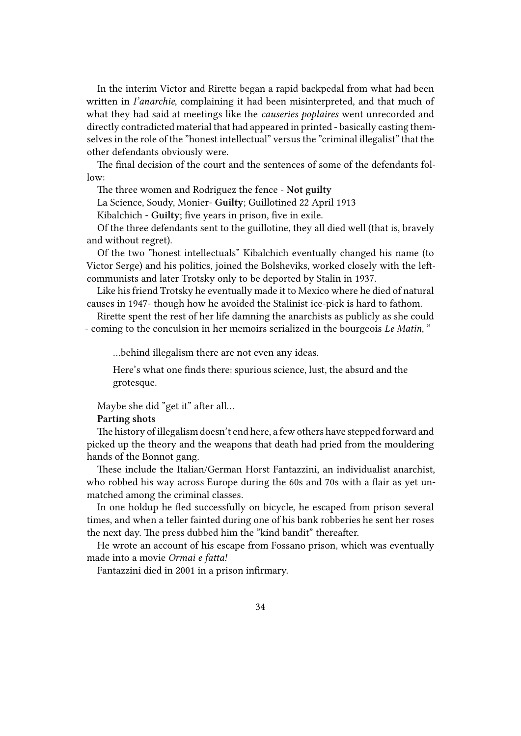In the interim Victor and Rirette began a rapid backpedal from what had been written in *l'anarchie*, complaining it had been misinterpreted, and that much of what they had said at meetings like the *causeries poplaires* went unrecorded and directly contradicted material that had appeared in printed - basically casting themselves in the role of the "honest intellectual" versus the "criminal illegalist" that the other defendants obviously were.

The final decision of the court and the sentences of some of the defendants follow:

The three women and Rodriguez the fence - **Not guilty**

La Science, Soudy, Monier- **Guilty**; Guillotined 22 April 1913

Kibalchich - **Guilty**; five years in prison, five in exile.

Of the three defendants sent to the guillotine, they all died well (that is, bravely and without regret).

Of the two "honest intellectuals" Kibalchich eventually changed his name (to Victor Serge) and his politics, joined the Bolsheviks, worked closely with the left-communists and later Trotsky only to be deported by Stalin in 1937.

Like his friend Trotsky he eventually made it to Mexico where he died of natural causes in 1947- though how he avoided the Stalinist ice-pick is hard to fathom.

Rirette spent the rest of her life damning the anarchists as publicly as she could - coming to the conculsion in her memoirs serialized in the bourgeois *Le Matin*, "

> …behind illegalism there are not even any ideas.
>
> Here's what one finds there: spurious science, lust, the absurd and the grotesque.

Maybe she did "get it" after all…

**Parting shots**

The history of illegalism doesn't end here, a few others have stepped forward and picked up the theory and the weapons that death had pried from the mouldering hands of the Bonnot gang.

These include the Italian/German Horst Fantazzini, an individualist anarchist, who robbed his way across Europe during the 60s and 70s with a flair as yet unmatched among the criminal classes.

In one holdup he fled successfully on bicycle, he escaped from prison several times, and when a teller fainted during one of his bank robberies he sent her roses the next day. The press dubbed him the "kind bandit" thereafter.

He wrote an account of his escape from Fossano prison, which was eventually made into a movie *Ormai e fatta!*

Fantazzini died in 2001 in a prison infirmary.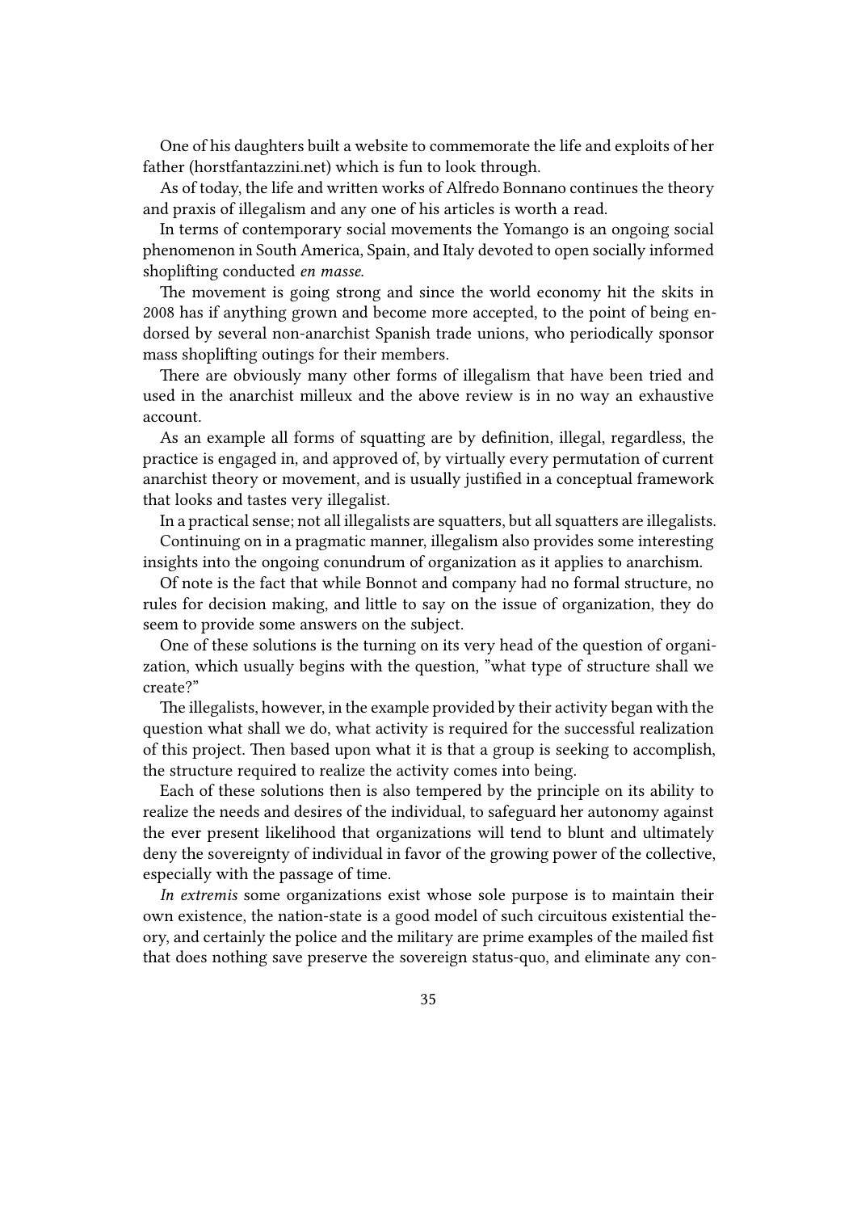One of his daughters built a website to commemorate the life and exploits of her father (horstfantazzini.net) which is fun to look through.

As of today, the life and written works of Alfredo Bonnano continues the theory and praxis of illegalism and any one of his articles is worth a read.

In terms of contemporary social movements the Yomango is an ongoing social phenomenon in South America, Spain, and Italy devoted to open socially informed shoplifting conducted *en masse*.

The movement is going strong and since the world economy hit the skits in 2008 has if anything grown and become more accepted, to the point of being endorsed by several non-anarchist Spanish trade unions, who periodically sponsor mass shoplifting outings for their members.

There are obviously many other forms of illegalism that have been tried and used in the anarchist milleux and the above review is in no way an exhaustive account.

As an example all forms of squatting are by definition, illegal, regardless, the practice is engaged in, and approved of, by virtually every permutation of current anarchist theory or movement, and is usually justified in a conceptual framework that looks and tastes very illegalist.

In a practical sense; not all illegalists are squatters, but all squatters are illegalists.

Continuing on in a pragmatic manner, illegalism also provides some interesting insights into the ongoing conundrum of organization as it applies to anarchism.

Of note is the fact that while Bonnot and company had no formal structure, no rules for decision making, and little to say on the issue of organization, they do seem to provide some answers on the subject.

One of these solutions is the turning on its very head of the question of organization, which usually begins with the question, "what type of structure shall we create?"

The illegalists, however, in the example provided by their activity began with the question what shall we do, what activity is required for the successful realization of this project. Then based upon what it is that a group is seeking to accomplish, the structure required to realize the activity comes into being.

Each of these solutions then is also tempered by the principle on its ability to realize the needs and desires of the individual, to safeguard her autonomy against the ever present likelihood that organizations will tend to blunt and ultimately deny the sovereignty of individual in favor of the growing power of the collective, especially with the passage of time.

*In extremis* some organizations exist whose sole purpose is to maintain their own existence, the nation-state is a good model of such circuitous existential theory, and certainly the police and the military are prime examples of the mailed fist that does nothing save preserve the sovereign status-quo, and eliminate any con-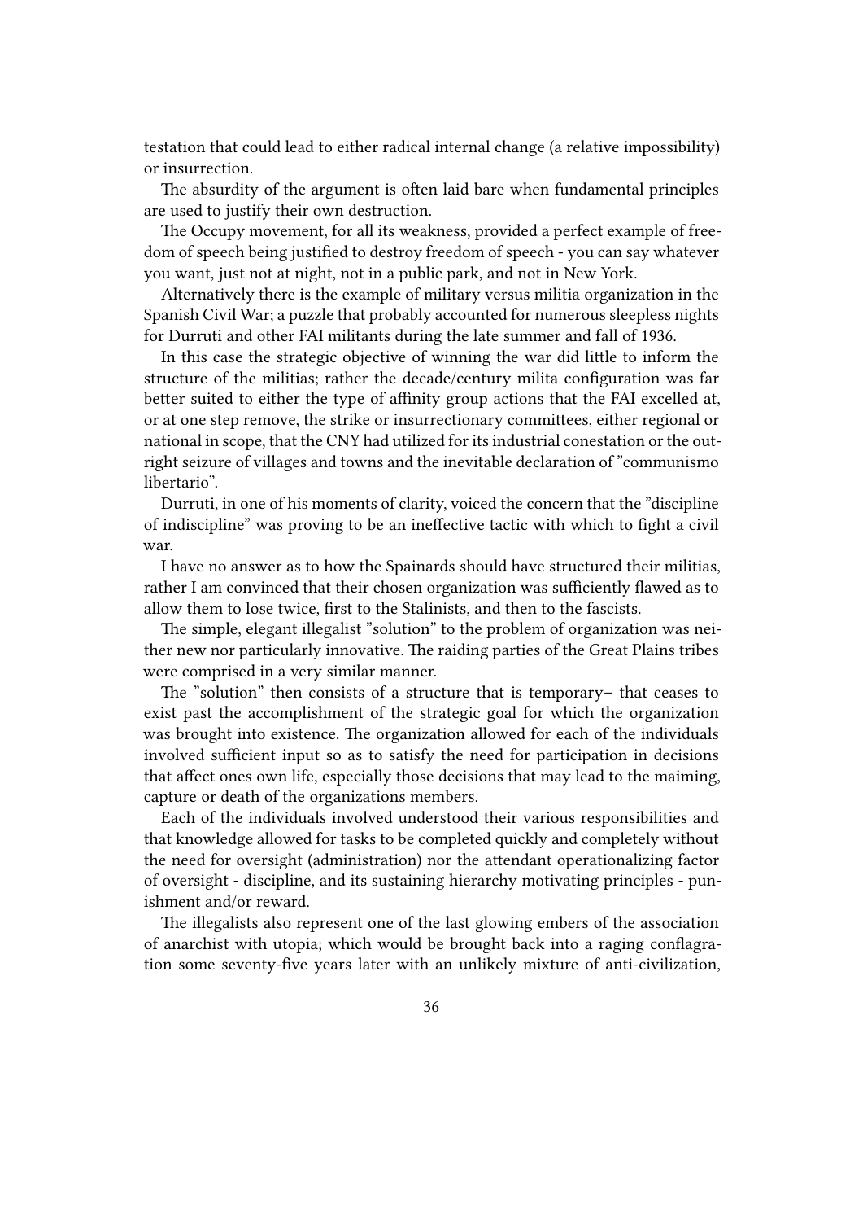testation that could lead to either radical internal change (a relative impossibility) or insurrection.

The absurdity of the argument is often laid bare when fundamental principles are used to justify their own destruction.

The Occupy movement, for all its weakness, provided a perfect example of freedom of speech being justified to destroy freedom of speech - you can say whatever you want, just not at night, not in a public park, and not in New York.

Alternatively there is the example of military versus militia organization in the Spanish Civil War; a puzzle that probably accounted for numerous sleepless nights for Durruti and other FAI militants during the late summer and fall of 1936.

In this case the strategic objective of winning the war did little to inform the structure of the militias; rather the decade/century milita configuration was far better suited to either the type of affinity group actions that the FAI excelled at, or at one step remove, the strike or insurrectionary committees, either regional or national in scope, that the CNY had utilized for its industrial conestation or the outright seizure of villages and towns and the inevitable declaration of "communismo libertario".

Durruti, in one of his moments of clarity, voiced the concern that the "discipline of indiscipline" was proving to be an ineffective tactic with which to fight a civil war.

I have no answer as to how the Spainards should have structured their militias, rather I am convinced that their chosen organization was sufficiently flawed as to allow them to lose twice, first to the Stalinists, and then to the fascists.

The simple, elegant illegalist "solution" to the problem of organization was neither new nor particularly innovative. The raiding parties of the Great Plains tribes were comprised in a very similar manner.

The "solution" then consists of a structure that is temporary– that ceases to exist past the accomplishment of the strategic goal for which the organization was brought into existence. The organization allowed for each of the individuals involved sufficient input so as to satisfy the need for participation in decisions that affect ones own life, especially those decisions that may lead to the maiming, capture or death of the organizations members.

Each of the individuals involved understood their various responsibilities and that knowledge allowed for tasks to be completed quickly and completely without the need for oversight (administration) nor the attendant operationalizing factor of oversight - discipline, and its sustaining hierarchy motivating principles - punishment and/or reward.

The illegalists also represent one of the last glowing embers of the association of anarchist with utopia; which would be brought back into a raging conflagration some seventy-five years later with an unlikely mixture of anti-civilization,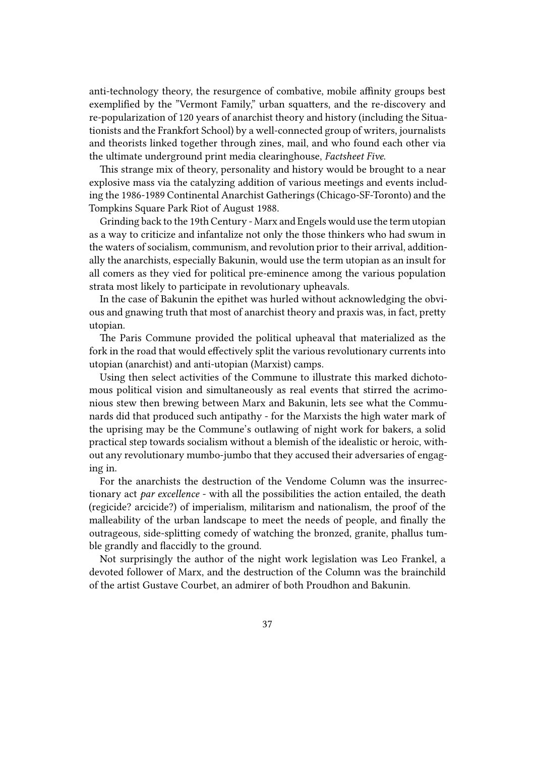anti-technology theory, the resurgence of combative, mobile affinity groups best exemplified by the "Vermont Family," urban squatters, and the re-discovery and re-popularization of 120 years of anarchist theory and history (including the Situationists and the Frankfort School) by a well-connected group of writers, journalists and theorists linked together through zines, mail, and who found each other via the ultimate underground print media clearinghouse, *Factsheet Five*.

This strange mix of theory, personality and history would be brought to a near explosive mass via the catalyzing addition of various meetings and events including the 1986-1989 Continental Anarchist Gatherings (Chicago-SF-Toronto) and the Tompkins Square Park Riot of August 1988.

Grinding back to the 19th Century - Marx and Engels would use the term utopian as a way to criticize and infantalize not only the those thinkers who had swum in the waters of socialism, communism, and revolution prior to their arrival, additionally the anarchists, especially Bakunin, would use the term utopian as an insult for all comers as they vied for political pre-eminence among the various population strata most likely to participate in revolutionary upheavals.

In the case of Bakunin the epithet was hurled without acknowledging the obvious and gnawing truth that most of anarchist theory and praxis was, in fact, pretty utopian.

The Paris Commune provided the political upheaval that materialized as the fork in the road that would effectively split the various revolutionary currents into utopian (anarchist) and anti-utopian (Marxist) camps.

Using then select activities of the Commune to illustrate this marked dichotomous political vision and simultaneously as real events that stirred the acrimonious stew then brewing between Marx and Bakunin, lets see what the Communards did that produced such antipathy - for the Marxists the high water mark of the uprising may be the Commune's outlawing of night work for bakers, a solid practical step towards socialism without a blemish of the idealistic or heroic, without any revolutionary mumbo-jumbo that they accused their adversaries of engaging in.

For the anarchists the destruction of the Vendome Column was the insurrectionary act *par excellence* - with all the possibilities the action entailed, the death (regicide? arcicide?) of imperialism, militarism and nationalism, the proof of the malleability of the urban landscape to meet the needs of people, and finally the outrageous, side-splitting comedy of watching the bronzed, granite, phallus tumble grandly and flaccidly to the ground.

Not surprisingly the author of the night work legislation was Leo Frankel, a devoted follower of Marx, and the destruction of the Column was the brainchild of the artist Gustave Courbet, an admirer of both Proudhon and Bakunin.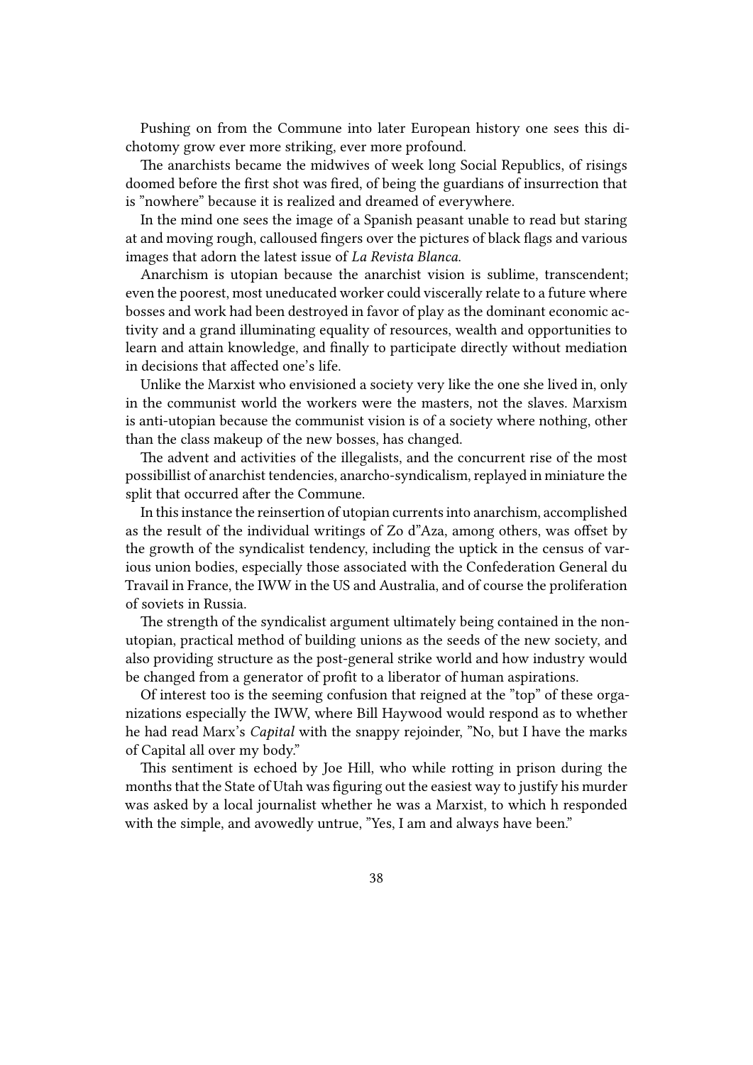Pushing on from the Commune into later European history one sees this dichotomy grow ever more striking, ever more profound.

The anarchists became the midwives of week long Social Republics, of risings doomed before the first shot was fired, of being the guardians of insurrection that is "nowhere" because it is realized and dreamed of everywhere.

In the mind one sees the image of a Spanish peasant unable to read but staring at and moving rough, calloused fingers over the pictures of black flags and various images that adorn the latest issue of *La Revista Blanca.*

Anarchism is utopian because the anarchist vision is sublime, transcendent; even the poorest, most uneducated worker could viscerally relate to a future where bosses and work had been destroyed in favor of play as the dominant economic activity and a grand illuminating equality of resources, wealth and opportunities to learn and attain knowledge, and finally to participate directly without mediation in decisions that affected one's life.

Unlike the Marxist who envisioned a society very like the one she lived in, only in the communist world the workers were the masters, not the slaves. Marxism is anti-utopian because the communist vision is of a society where nothing, other than the class makeup of the new bosses, has changed.

The advent and activities of the illegalists, and the concurrent rise of the most possibillist of anarchist tendencies, anarcho-syndicalism, replayed in miniature the split that occurred after the Commune.

In this instance the reinsertion of utopian currents into anarchism, accomplished as the result of the individual writings of Zo d"Aza, among others, was offset by the growth of the syndicalist tendency, including the uptick in the census of various union bodies, especially those associated with the Confederation General du Travail in France, the IWW in the US and Australia, and of course the proliferation of soviets in Russia.

The strength of the syndicalist argument ultimately being contained in the non-utopian, practical method of building unions as the seeds of the new society, and also providing structure as the post-general strike world and how industry would be changed from a generator of profit to a liberator of human aspirations.

Of interest too is the seeming confusion that reigned at the "top" of these organizations especially the IWW, where Bill Haywood would respond as to whether he had read Marx's *Capital* with the snappy rejoinder, "No, but I have the marks of Capital all over my body."

This sentiment is echoed by Joe Hill, who while rotting in prison during the months that the State of Utah was figuring out the easiest way to justify his murder was asked by a local journalist whether he was a Marxist, to which h responded with the simple, and avowedly untrue, "Yes, I am and always have been."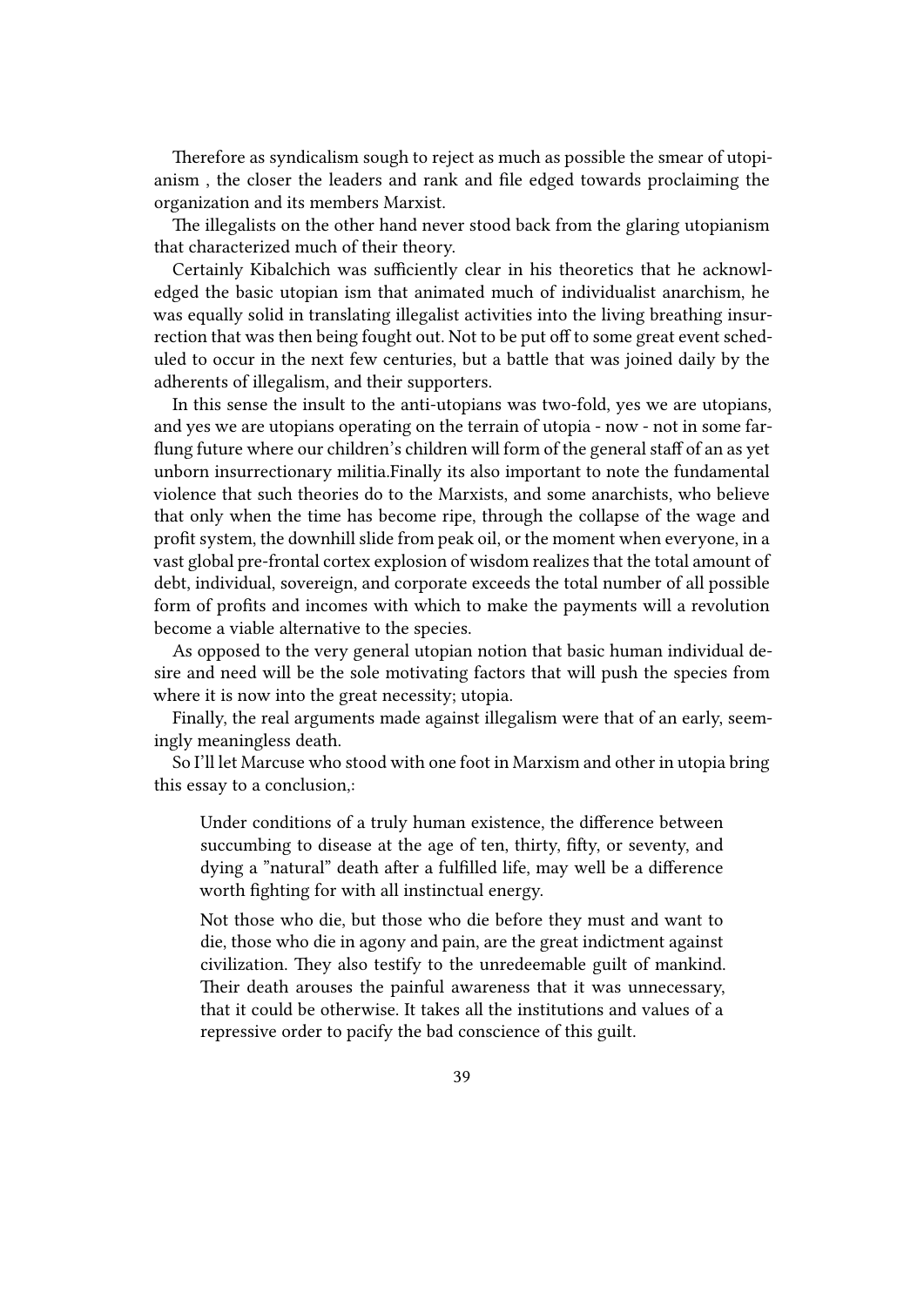Therefore as syndicalism sough to reject as much as possible the smear of utopianism , the closer the leaders and rank and file edged towards proclaiming the organization and its members Marxist.

The illegalists on the other hand never stood back from the glaring utopianism that characterized much of their theory.

Certainly Kibalchich was sufficiently clear in his theoretics that he acknowledged the basic utopian ism that animated much of individualist anarchism, he was equally solid in translating illegalist activities into the living breathing insurrection that was then being fought out. Not to be put off to some great event scheduled to occur in the next few centuries, but a battle that was joined daily by the adherents of illegalism, and their supporters.

In this sense the insult to the anti-utopians was two-fold, yes we are utopians, and yes we are utopians operating on the terrain of utopia - now - not in some far-flung future where our children's children will form of the general staff of an as yet unborn insurrectionary militia.Finally its also important to note the fundamental violence that such theories do to the Marxists, and some anarchists, who believe that only when the time has become ripe, through the collapse of the wage and profit system, the downhill slide from peak oil, or the moment when everyone, in a vast global pre-frontal cortex explosion of wisdom realizes that the total amount of debt, individual, sovereign, and corporate exceeds the total number of all possible form of profits and incomes with which to make the payments will a revolution become a viable alternative to the species.

As opposed to the very general utopian notion that basic human individual desire and need will be the sole motivating factors that will push the species from where it is now into the great necessity; utopia.

Finally, the real arguments made against illegalism were that of an early, seemingly meaningless death.

So I'll let Marcuse who stood with one foot in Marxism and other in utopia bring this essay to a conclusion,:

> Under conditions of a truly human existence, the difference between succumbing to disease at the age of ten, thirty, fifty, or seventy, and dying a "natural" death after a fulfilled life, may well be a difference worth fighting for with all instinctual energy.
>
> Not those who die, but those who die before they must and want to die, those who die in agony and pain, are the great indictment against civilization. They also testify to the unredeemable guilt of mankind. Their death arouses the painful awareness that it was unnecessary, that it could be otherwise. It takes all the institutions and values of a repressive order to pacify the bad conscience of this guilt.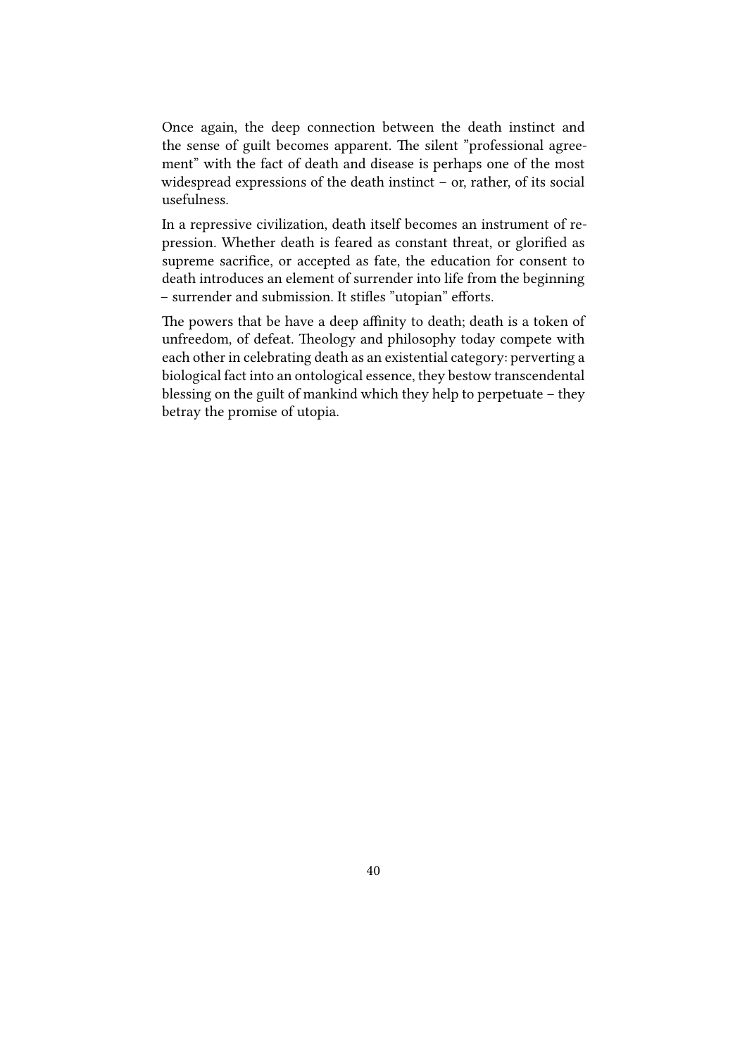Once again, the deep connection between the death instinct and the sense of guilt becomes apparent. The silent "professional agreement" with the fact of death and disease is perhaps one of the most widespread expressions of the death instinct – or, rather, of its social usefulness.

In a repressive civilization, death itself becomes an instrument of repression. Whether death is feared as constant threat, or glorified as supreme sacrifice, or accepted as fate, the education for consent to death introduces an element of surrender into life from the beginning – surrender and submission. It stifles "utopian" efforts.

The powers that be have a deep affinity to death; death is a token of unfreedom, of defeat. Theology and philosophy today compete with each other in celebrating death as an existential category: perverting a biological fact into an ontological essence, they bestow transcendental blessing on the guilt of mankind which they help to perpetuate – they betray the promise of utopia.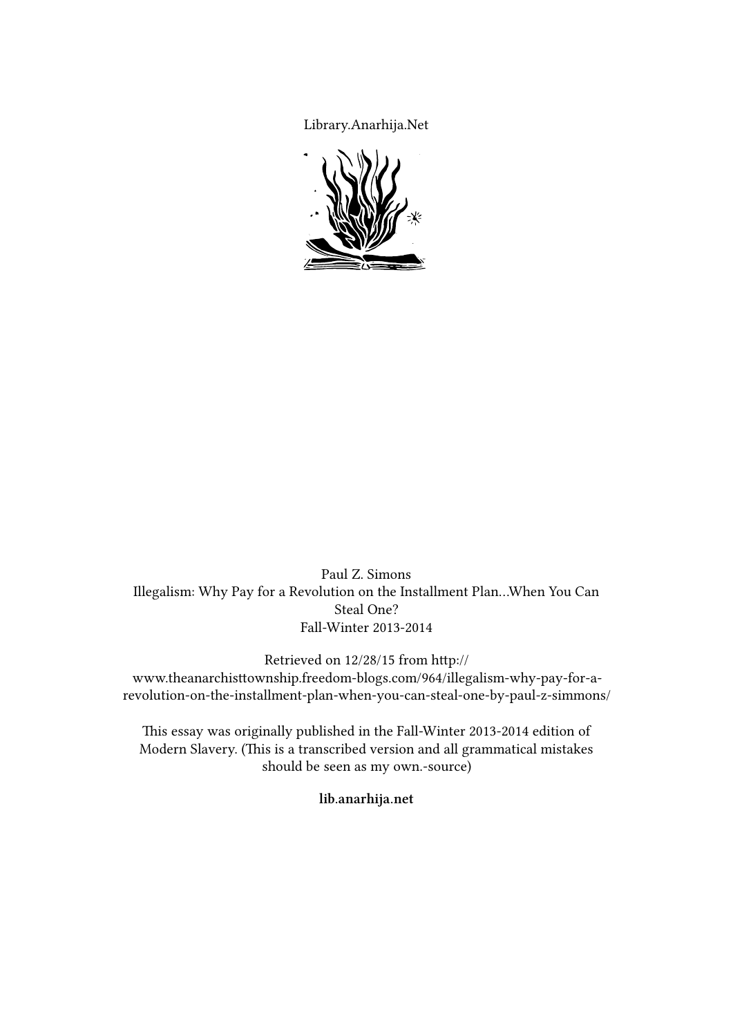Library.Anarhija.Net

Paul Z. Simons
Illegalism: Why Pay for a Revolution on the Installment Plan…When You Can Steal One?
Fall-Winter 2013-2014

Retrieved on 12/28/15 from http://www.theanarchisttownship.freedom-blogs.com/964/illegalism-why-pay-for-a-revolution-on-the-installment-plan-when-you-can-steal-one-by-paul-z-simmons/

This essay was originally published in the Fall-Winter 2013-2014 edition of Modern Slavery. (This is a transcribed version and all grammatical mistakes should be seen as my own.-source)

**lib.anarhija.net**